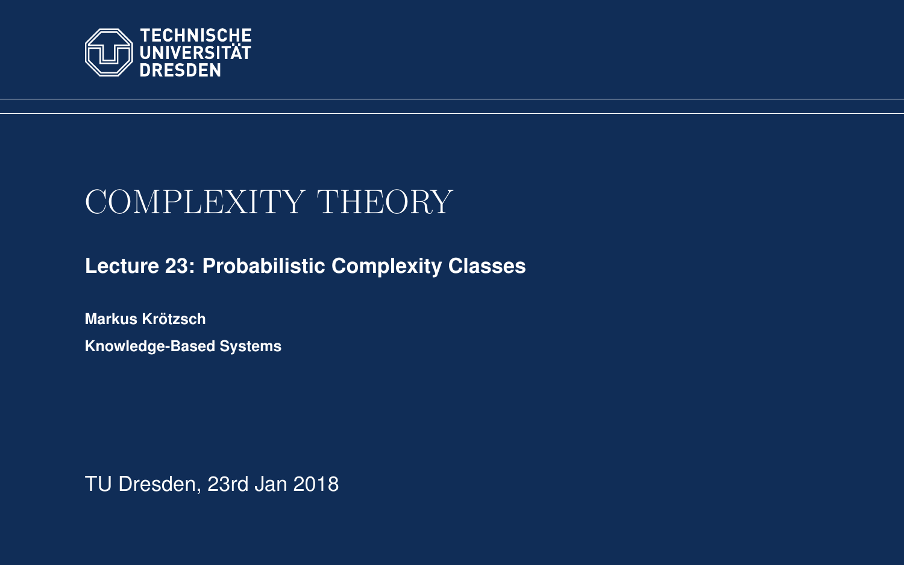TECHNISCHE UNIVERSITÄT DRESDEN

# COMPLEXITY THEORY

**Lecture 23: Probabilistic Complexity Classes**

**Markus Krötzsch**

**Knowledge-Based Systems**

TU Dresden, 23rd Jan 2018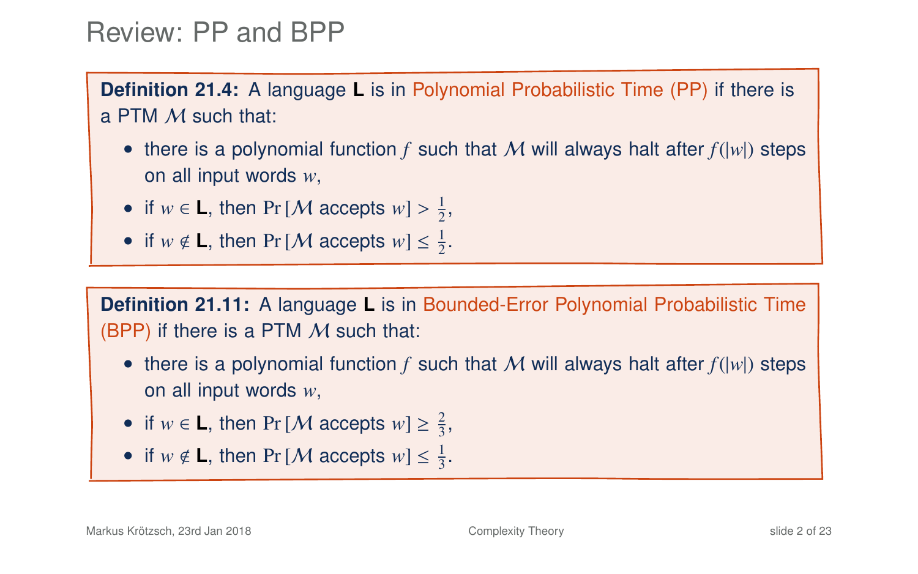# Review: PP and BPP

**Definition 21.4:** A language **L** is in Polynomial Probabilistic Time (PP) if there is a PTM $\mathcal{M}$ such that:

- there is a polynomial function $f$ such that $\mathcal{M}$ will always halt after $f(|w|)$ steps on all input words $w$,
- if $w \in \mathbf{L}$, then $\Pr[\mathcal{M} \text{ accepts } w] > \frac{1}{2}$,
- if $w \notin \mathbf{L}$, then $\Pr[\mathcal{M} \text{ accepts } w] \leq \frac{1}{2}$.

**Definition 21.11:** A language **L** is in Bounded-Error Polynomial Probabilistic Time (BPP) if there is a PTM $\mathcal{M}$ such that:

- there is a polynomial function $f$ such that $\mathcal{M}$ will always halt after $f(|w|)$ steps on all input words $w$,
- if $w \in \mathbf{L}$, then $\Pr[\mathcal{M} \text{ accepts } w] \geq \frac{2}{3}$,
- if $w \notin \mathbf{L}$, then $\Pr[\mathcal{M} \text{ accepts } w] \leq \frac{1}{3}$.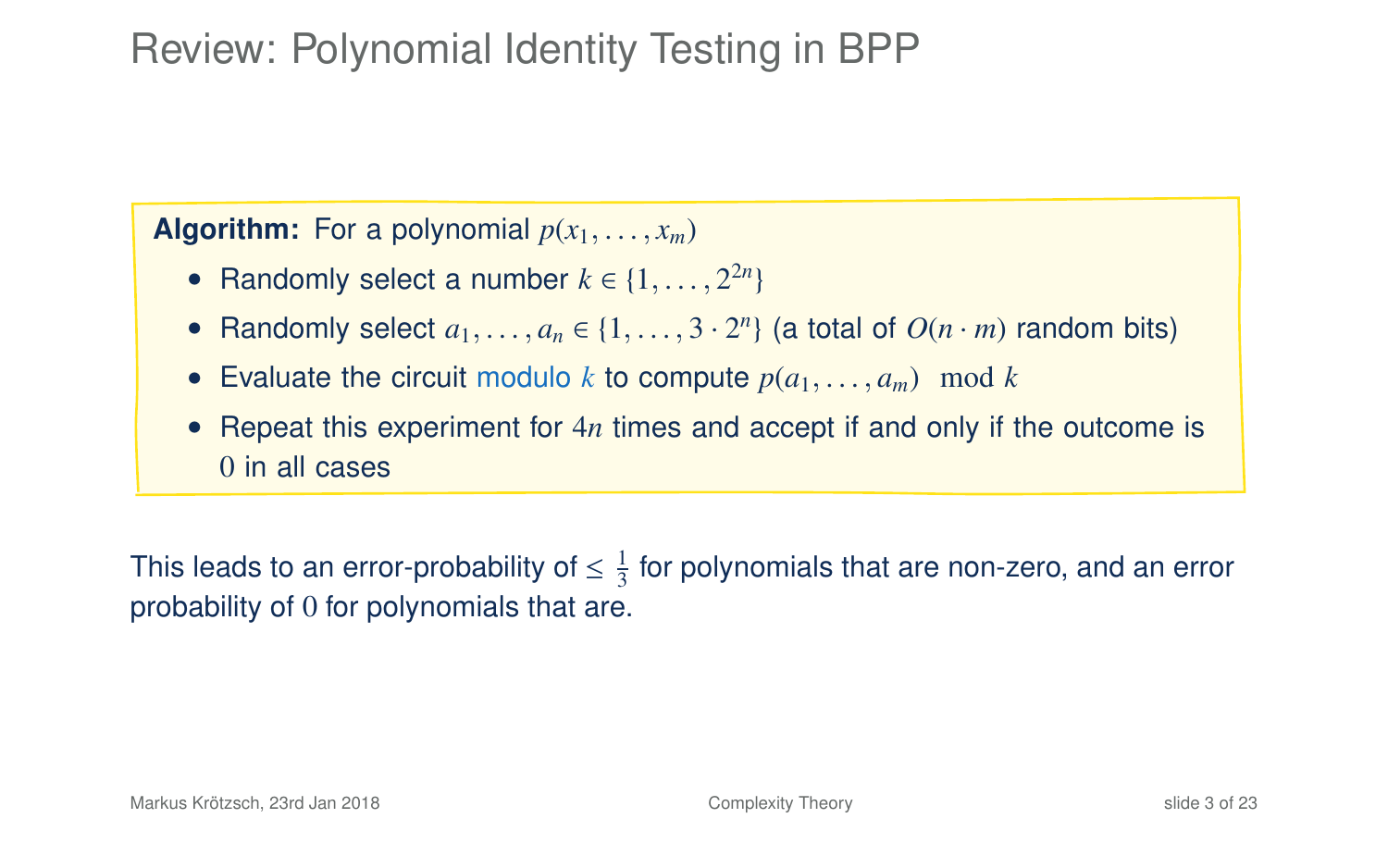# Review: Polynomial Identity Testing in BPP

**Algorithm:** For a polynomial $p(x_1, \ldots, x_m)$

- Randomly select a number $k \in \{1, \ldots, 2^{2n}\}$
- Randomly select $a_1, \ldots, a_n \in \{1, \ldots, 3 \cdot 2^n\}$ (a total of $O(n \cdot m)$ random bits)
- Evaluate the circuit modulo $k$ to compute $p(a_1, \ldots, a_m) \mod k$
- Repeat this experiment for $4n$ times and accept if and only if the outcome is $0$ in all cases

This leads to an error-probability of $\leq \frac{1}{3}$ for polynomials that are non-zero, and an error probability of $0$ for polynomials that are.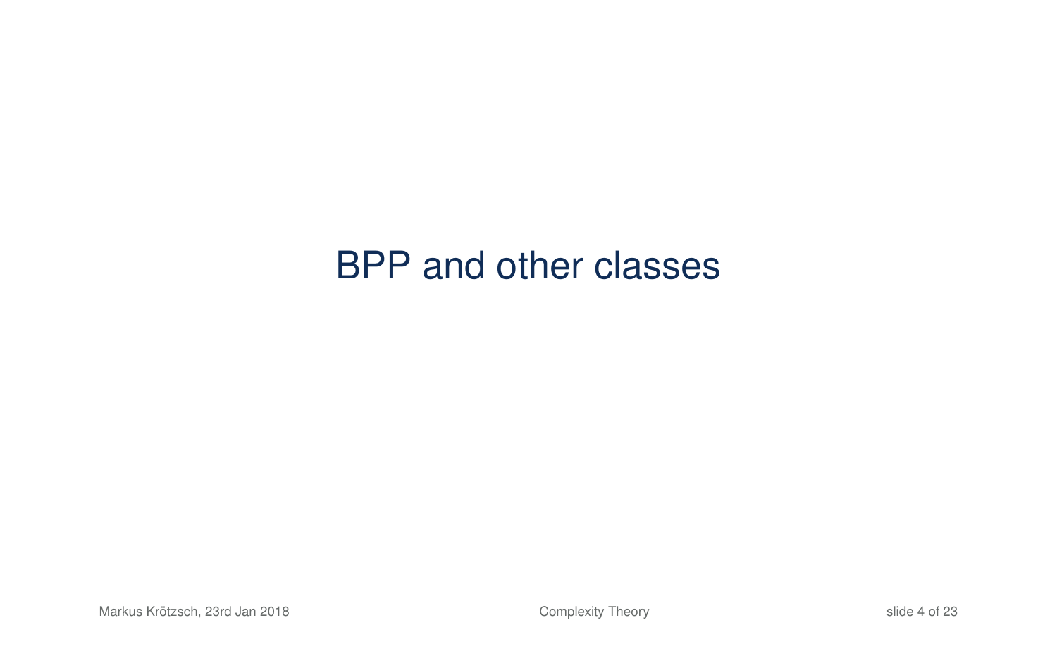# BPP and other classes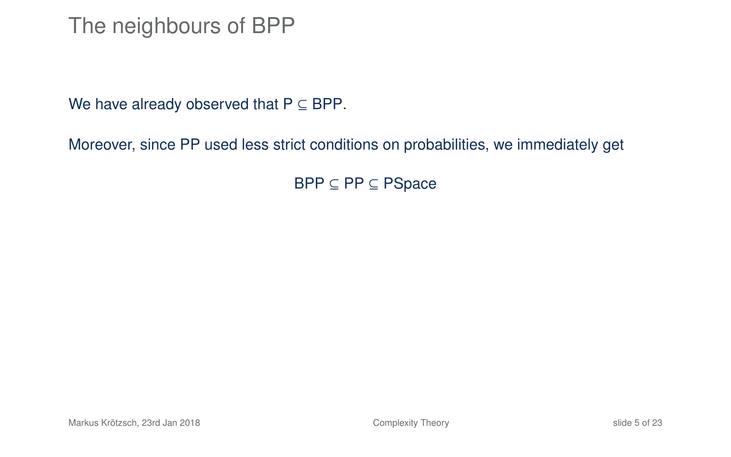# The neighbours of BPP

We have already observed that P ⊆ BPP.

Moreover, since PP used less strict conditions on probabilities, we immediately get

$$\text{BPP} \subseteq \text{PP} \subseteq \text{PSpace}$$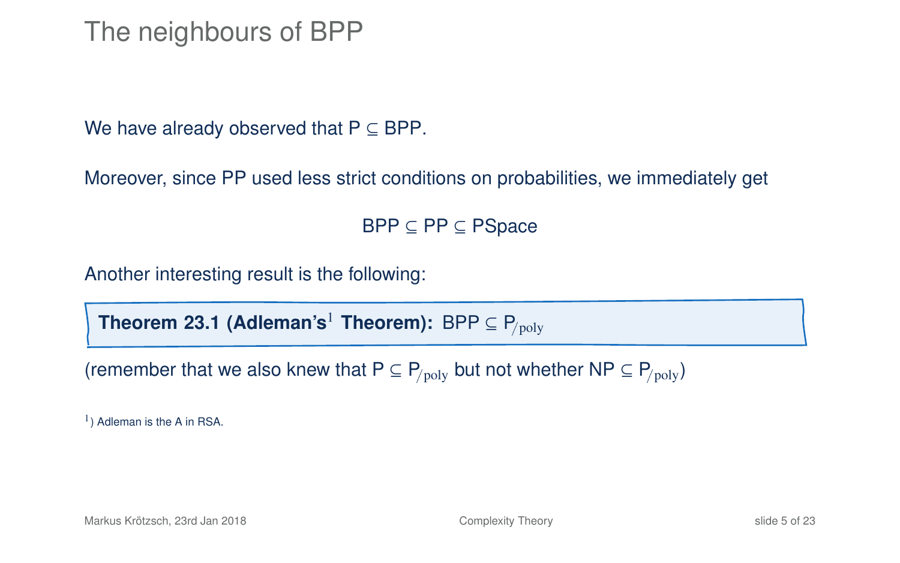# The neighbours of BPP

We have already observed that P ⊆ BPP.

Moreover, since PP used less strict conditions on probabilities, we immediately get

$$\text{BPP} \subseteq \text{PP} \subseteq \text{PSpace}$$

Another interesting result is the following:

**Theorem 23.1 (Adleman's[1] Theorem):** $\text{BPP} \subseteq \text{P}_{/\text{poly}}$

(remember that we also knew that $\text{P} \subseteq \text{P}_{/\text{poly}}$ but not whether $\text{NP} \subseteq \text{P}_{/\text{poly}}$)

[1]) Adleman is the A in RSA.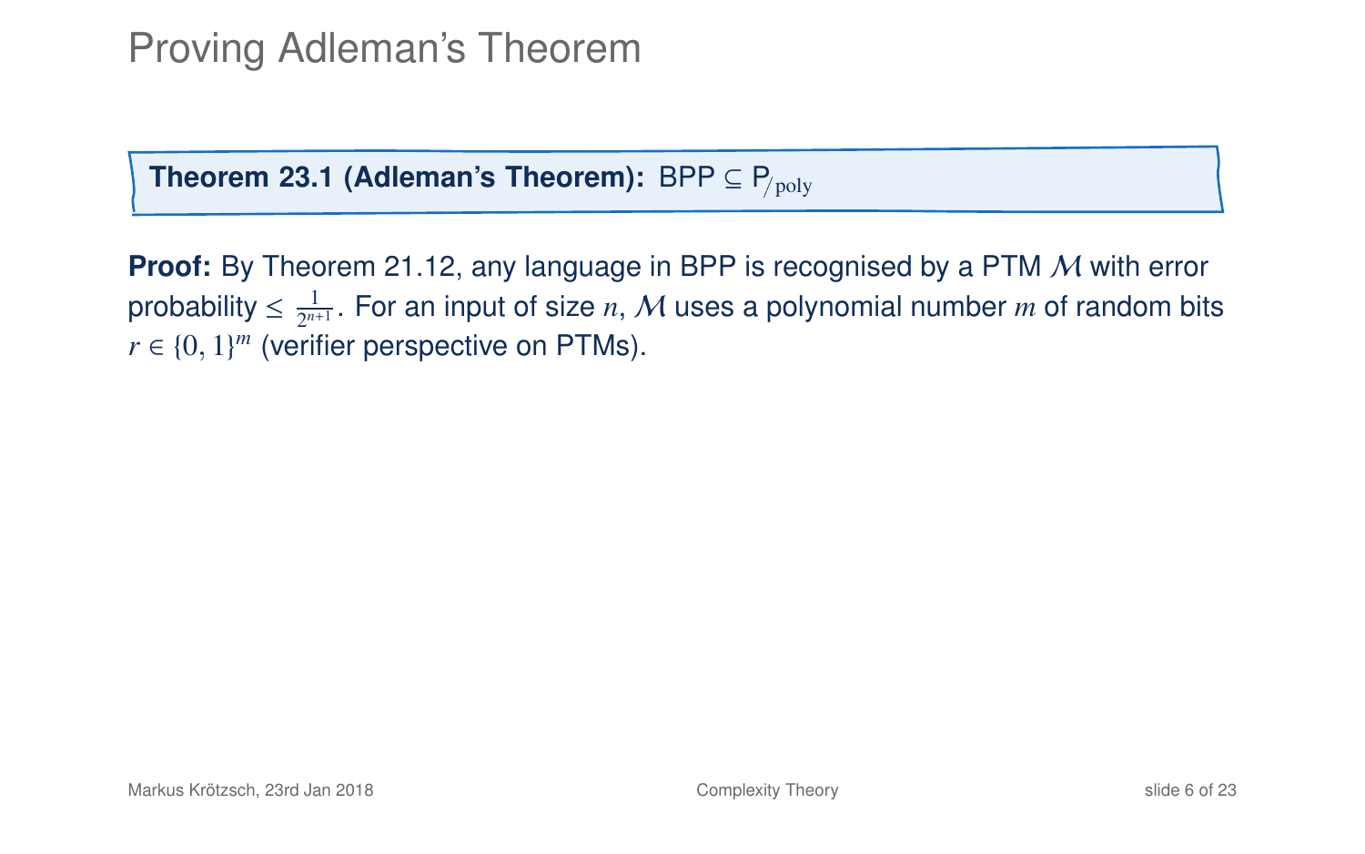# Proving Adleman's Theorem

**Theorem 23.1 (Adleman's Theorem):** $\mathsf{BPP} \subseteq \mathsf{P}_{/\mathrm{poly}}$

**Proof:** By Theorem 21.12, any language in BPP is recognised by a PTM $\mathcal{M}$ with error probability $\leq \frac{1}{2^{n+1}}$. For an input of size $n$, $\mathcal{M}$ uses a polynomial number $m$ of random bits $r \in \{0, 1\}^m$ (verifier perspective on PTMs).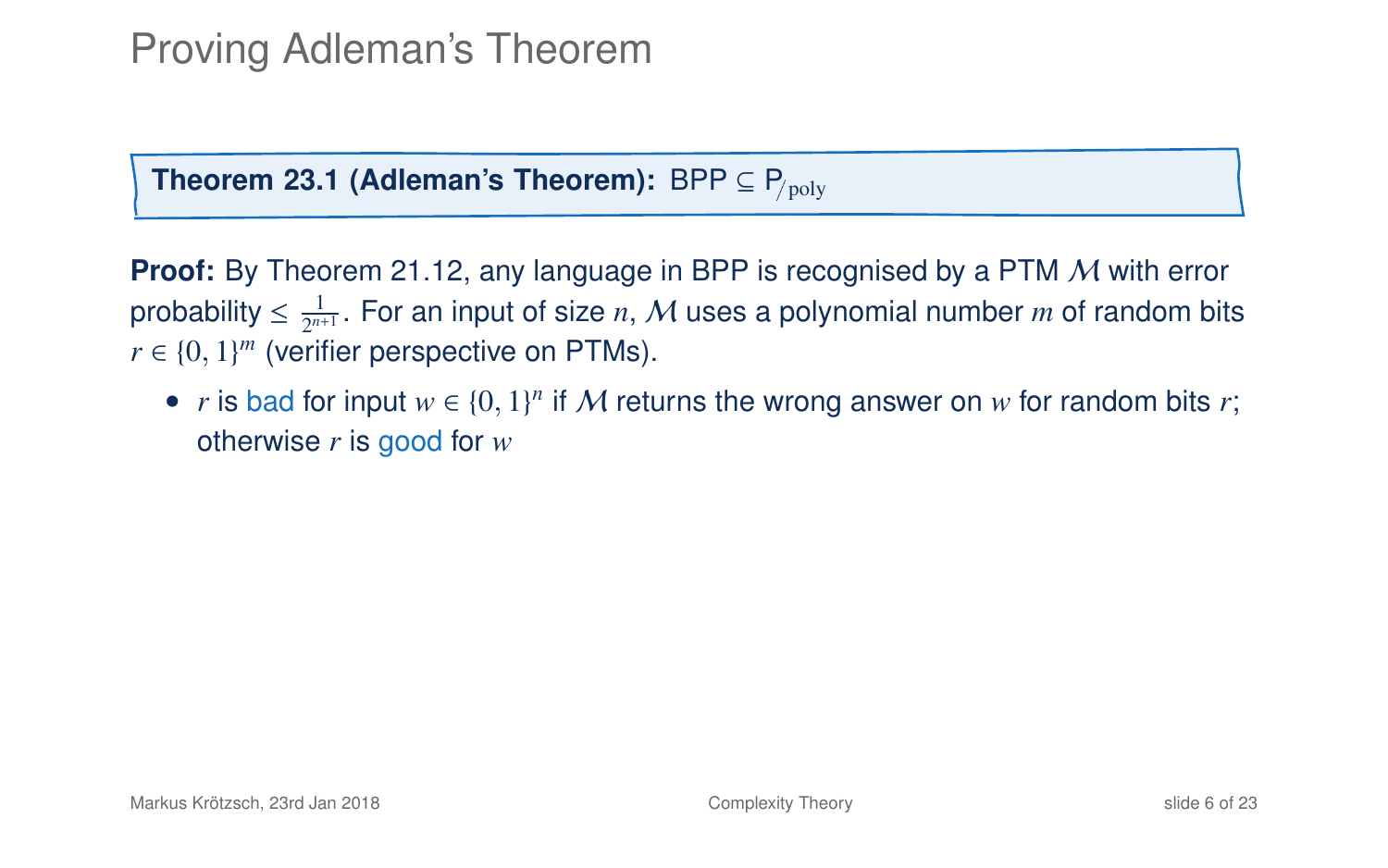# Proving Adleman's Theorem

**Theorem 23.1 (Adleman's Theorem):** BPP $\subseteq$ $\mathsf{P}_{/\text{poly}}$

**Proof:** By Theorem 21.12, any language in BPP is recognised by a PTM $\mathcal{M}$ with error probability $\leq \frac{1}{2^{n+1}}$. For an input of size $n$, $\mathcal{M}$ uses a polynomial number $m$ of random bits $r \in \{0, 1\}^m$ (verifier perspective on PTMs).

- $r$ is bad for input $w \in \{0, 1\}^n$ if $\mathcal{M}$ returns the wrong answer on $w$ for random bits $r$; otherwise $r$ is good for $w$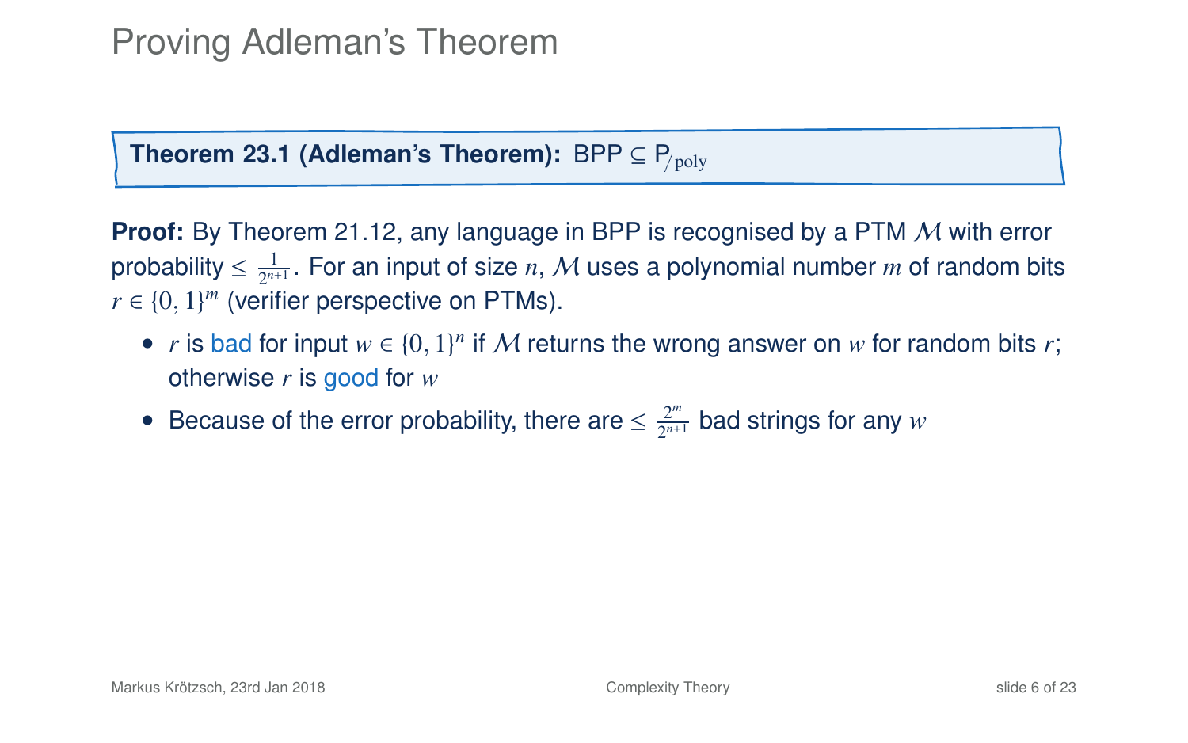# Proving Adleman's Theorem

**Theorem 23.1 (Adleman's Theorem):** $\mathsf{BPP} \subseteq \mathsf{P}_{/\mathrm{poly}}$

**Proof:** By Theorem 21.12, any language in BPP is recognised by a PTM $\mathcal{M}$ with error probability $\leq \frac{1}{2^{n+1}}$. For an input of size $n$, $\mathcal{M}$ uses a polynomial number $m$ of random bits $r \in \{0,1\}^m$ (verifier perspective on PTMs).

- $r$ is bad for input $w \in \{0,1\}^n$ if $\mathcal{M}$ returns the wrong answer on $w$ for random bits $r$; otherwise $r$ is good for $w$
- Because of the error probability, there are $\leq \frac{2^m}{2^{n+1}}$ bad strings for any $w$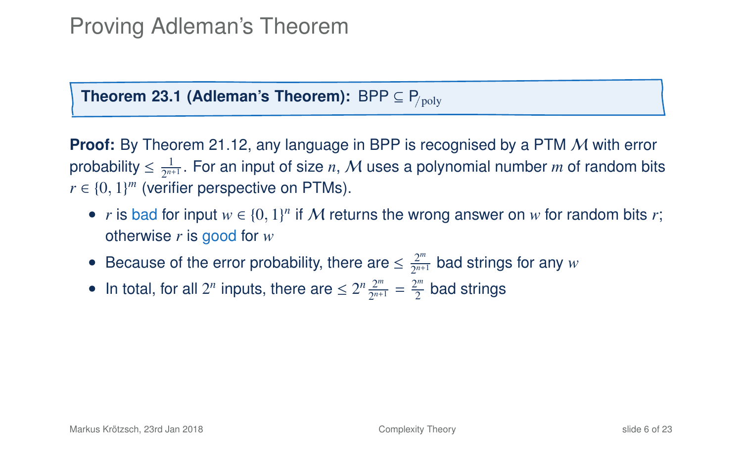# Proving Adleman's Theorem

**Theorem 23.1 (Adleman's Theorem):** $\mathsf{BPP} \subseteq \mathsf{P}_{/\text{poly}}$

**Proof:** By Theorem 21.12, any language in BPP is recognised by a PTM $\mathcal{M}$ with error probability $\leq \frac{1}{2^{n+1}}$. For an input of size $n$, $\mathcal{M}$ uses a polynomial number $m$ of random bits $r \in \{0,1\}^m$ (verifier perspective on PTMs).

- $r$ is bad for input $w \in \{0,1\}^n$ if $\mathcal{M}$ returns the wrong answer on $w$ for random bits $r$; otherwise $r$ is good for $w$
- Because of the error probability, there are $\leq \frac{2^m}{2^{n+1}}$ bad strings for any $w$
- In total, for all $2^n$ inputs, there are $\leq 2^n \frac{2^m}{2^{n+1}} = \frac{2^m}{2}$ bad strings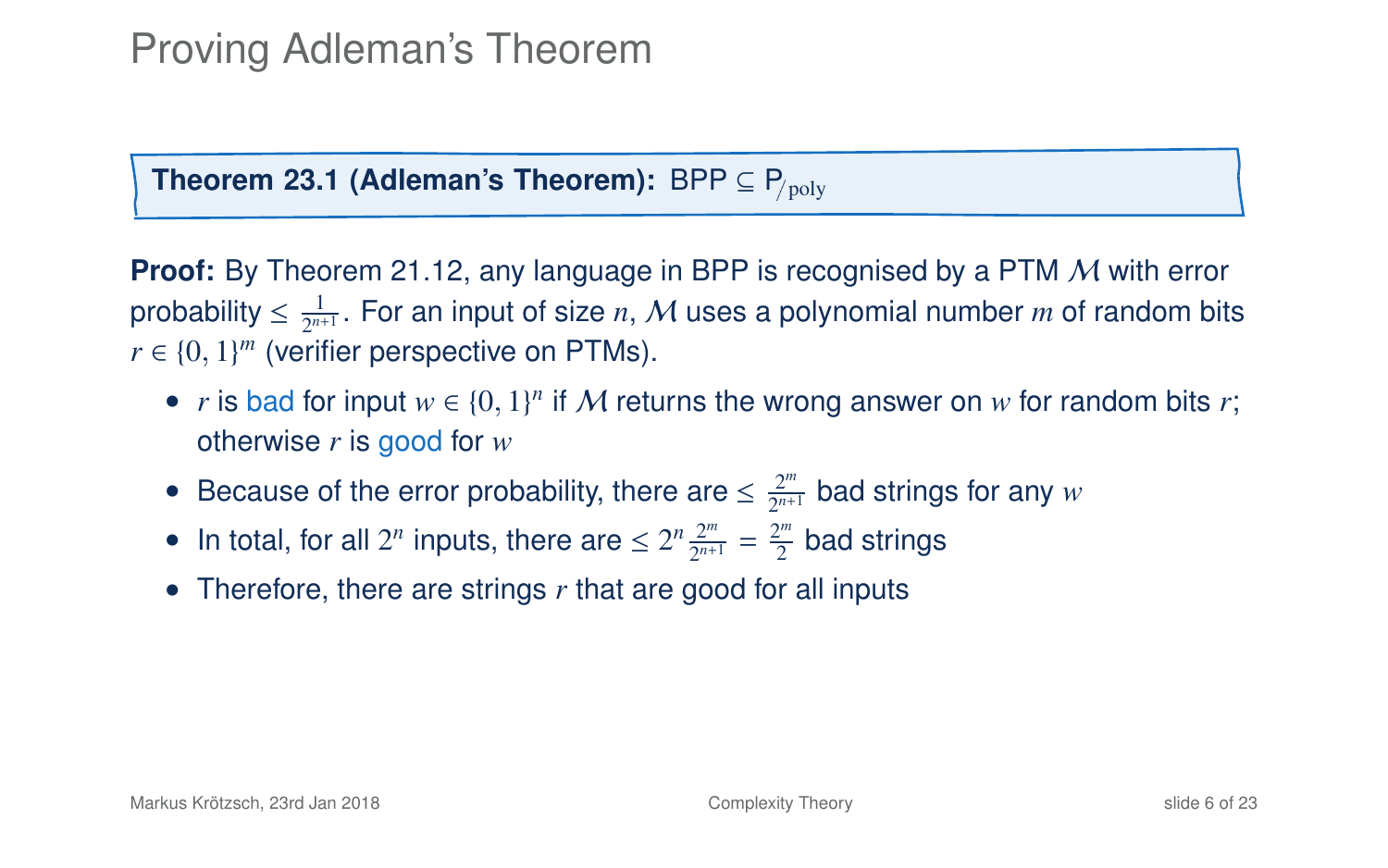# Proving Adleman's Theorem

**Theorem 23.1 (Adleman's Theorem):** $\mathsf{BPP} \subseteq \mathsf{P}_{/\text{poly}}$

**Proof:** By Theorem 21.12, any language in BPP is recognised by a PTM $\mathcal{M}$ with error probability $\leq \frac{1}{2^{n+1}}$. For an input of size $n$, $\mathcal{M}$ uses a polynomial number $m$ of random bits $r \in \{0, 1\}^m$ (verifier perspective on PTMs).

- $r$ is bad for input $w \in \{0, 1\}^n$ if $\mathcal{M}$ returns the wrong answer on $w$ for random bits $r$; otherwise $r$ is good for $w$
- Because of the error probability, there are $\leq \frac{2^m}{2^{n+1}}$ bad strings for any $w$
- In total, for all $2^n$ inputs, there are $\leq 2^n \frac{2^m}{2^{n+1}} = \frac{2^m}{2}$ bad strings
- Therefore, there are strings $r$ that are good for all inputs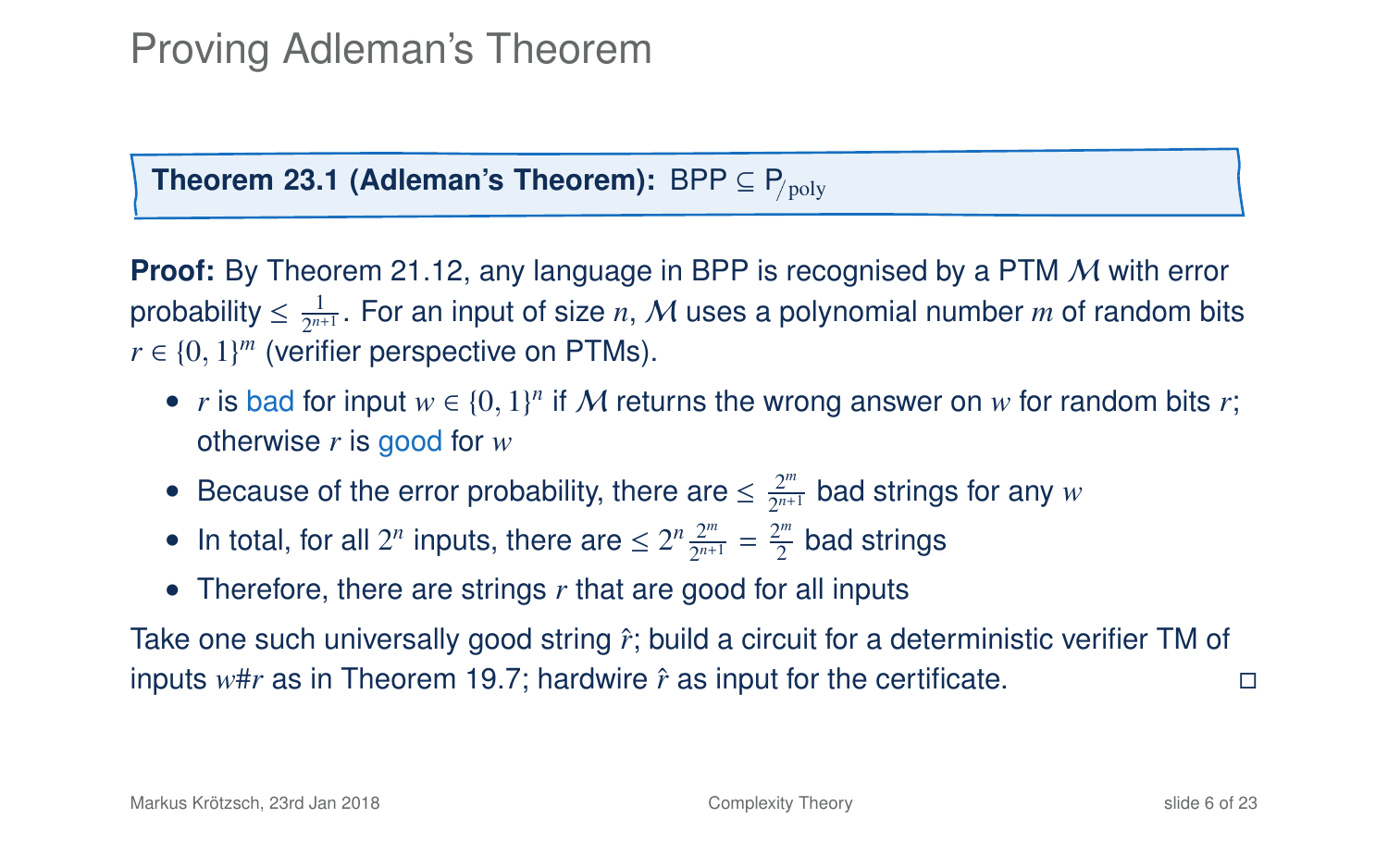# Proving Adleman's Theorem

**Theorem 23.1 (Adleman's Theorem):** $\mathsf{BPP} \subseteq \mathsf{P}_{/\text{poly}}$

**Proof:** By Theorem 21.12, any language in BPP is recognised by a PTM $\mathcal{M}$ with error probability $\leq \frac{1}{2^{n+1}}$. For an input of size $n$, $\mathcal{M}$ uses a polynomial number $m$ of random bits $r \in \{0, 1\}^m$ (verifier perspective on PTMs).

- $r$ is bad for input $w \in \{0, 1\}^n$ if $\mathcal{M}$ returns the wrong answer on $w$ for random bits $r$; otherwise $r$ is good for $w$
- Because of the error probability, there are $\leq \frac{2^m}{2^{n+1}}$ bad strings for any $w$
- In total, for all $2^n$ inputs, there are $\leq 2^n \frac{2^m}{2^{n+1}} = \frac{2^m}{2}$ bad strings
- Therefore, there are strings $r$ that are good for all inputs

Take one such universally good string $\hat{r}$; build a circuit for a deterministic verifier TM of inputs $w\#r$ as in Theorem 19.7; hardwire $\hat{r}$ as input for the certificate. □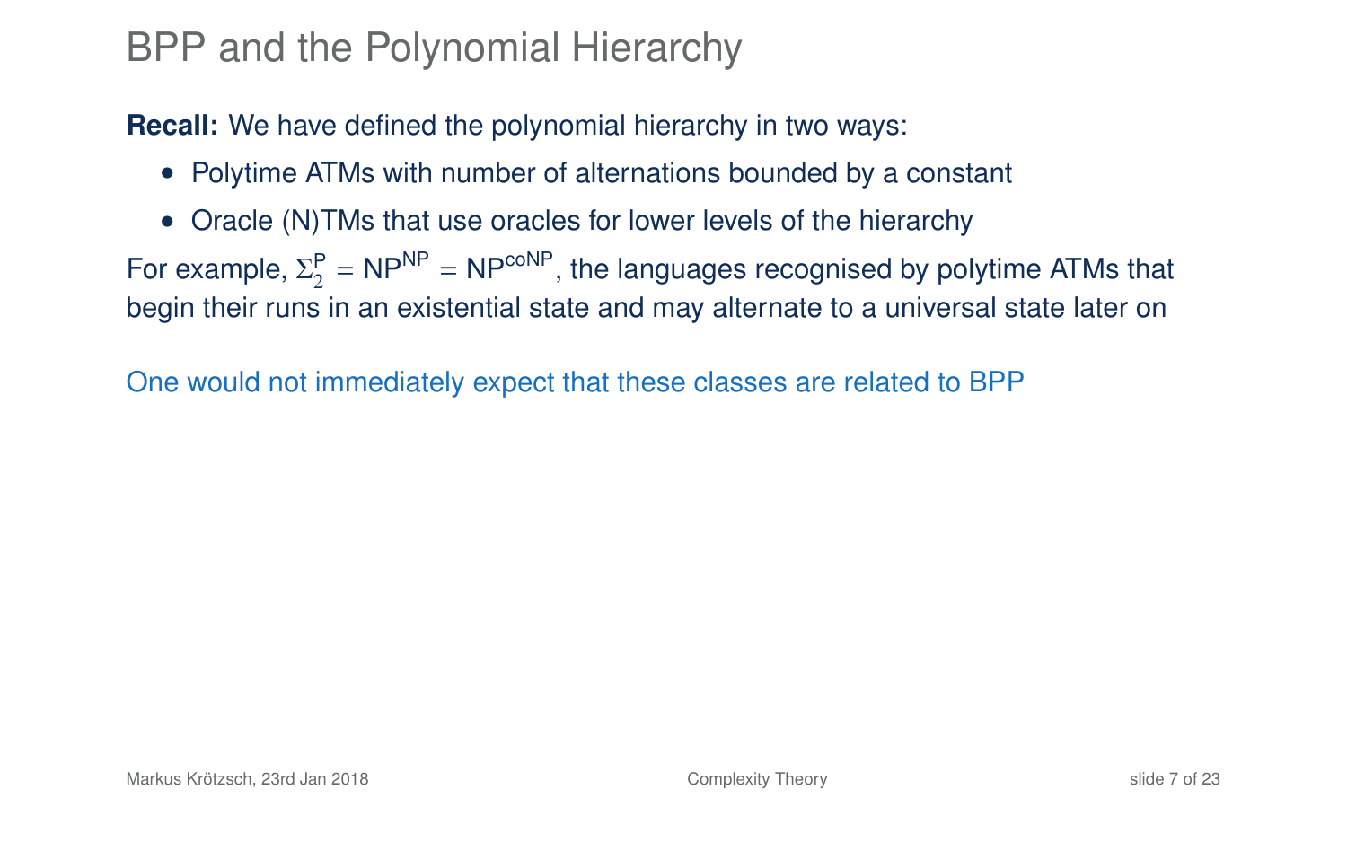# BPP and the Polynomial Hierarchy

**Recall:** We have defined the polynomial hierarchy in two ways:

- Polytime ATMs with number of alternations bounded by a constant
- Oracle (N)TMs that use oracles for lower levels of the hierarchy

For example, $\Sigma_2^{\mathsf{P}} = \mathsf{NP}^{\mathsf{NP}} = \mathsf{NP}^{\mathsf{coNP}}$, the languages recognised by polytime ATMs that begin their runs in an existential state and may alternate to a universal state later on

One would not immediately expect that these classes are related to BPP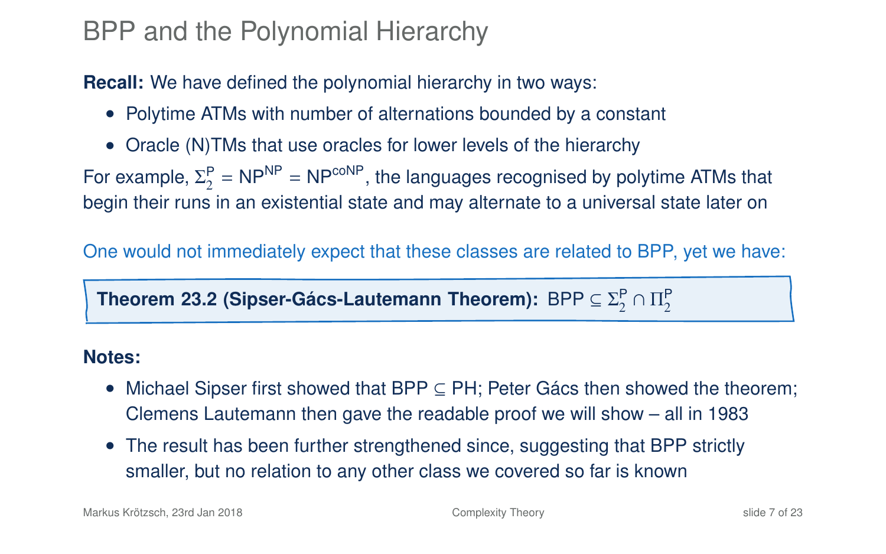# BPP and the Polynomial Hierarchy

**Recall:** We have defined the polynomial hierarchy in two ways:

- Polytime ATMs with number of alternations bounded by a constant
- Oracle (N)TMs that use oracles for lower levels of the hierarchy

For example, $\Sigma_2^{\mathrm{P}} = \mathrm{NP}^{\mathrm{NP}} = \mathrm{NP}^{\mathrm{coNP}}$, the languages recognised by polytime ATMs that begin their runs in an existential state and may alternate to a universal state later on

One would not immediately expect that these classes are related to BPP, yet we have:

**Theorem 23.2 (Sipser-Gács-Lautemann Theorem):** $\mathrm{BPP} \subseteq \Sigma_2^{\mathrm{P}} \cap \Pi_2^{\mathrm{P}}$

**Notes:**

- Michael Sipser first showed that $\mathrm{BPP} \subseteq \mathrm{PH}$; Peter Gács then showed the theorem; Clemens Lautemann then gave the readable proof we will show – all in 1983
- The result has been further strengthened since, suggesting that BPP strictly smaller, but no relation to any other class we covered so far is known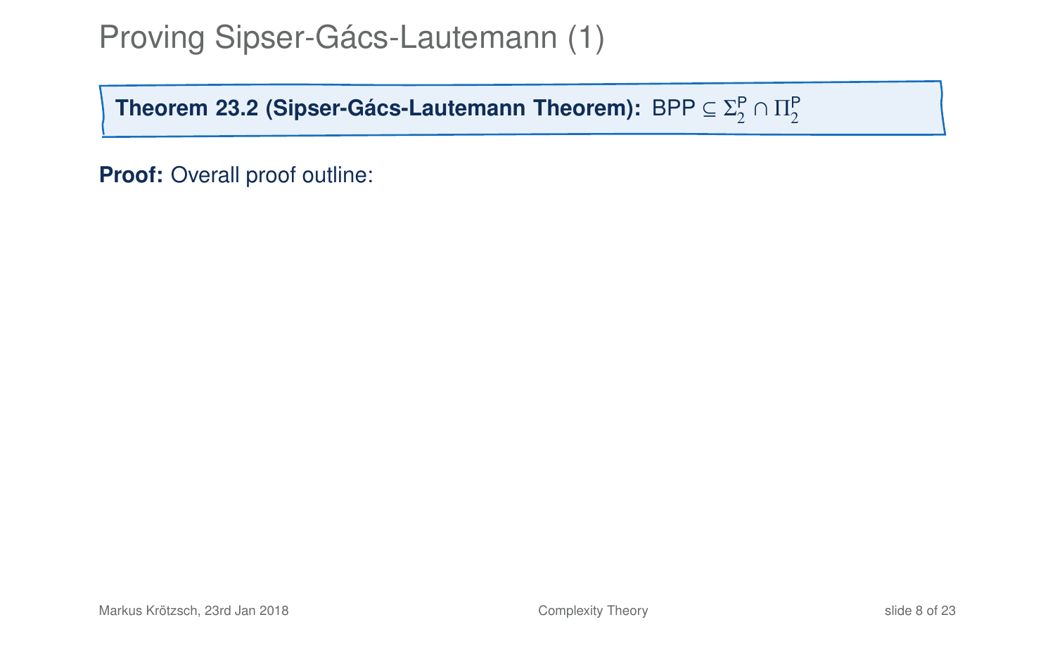# Proving Sipser-Gács-Lautemann (1)

**Theorem 23.2 (Sipser-Gács-Lautemann Theorem):** $\mathsf{BPP} \subseteq \Sigma_2^{\mathsf{P}} \cap \Pi_2^{\mathsf{P}}$

**Proof:** Overall proof outline: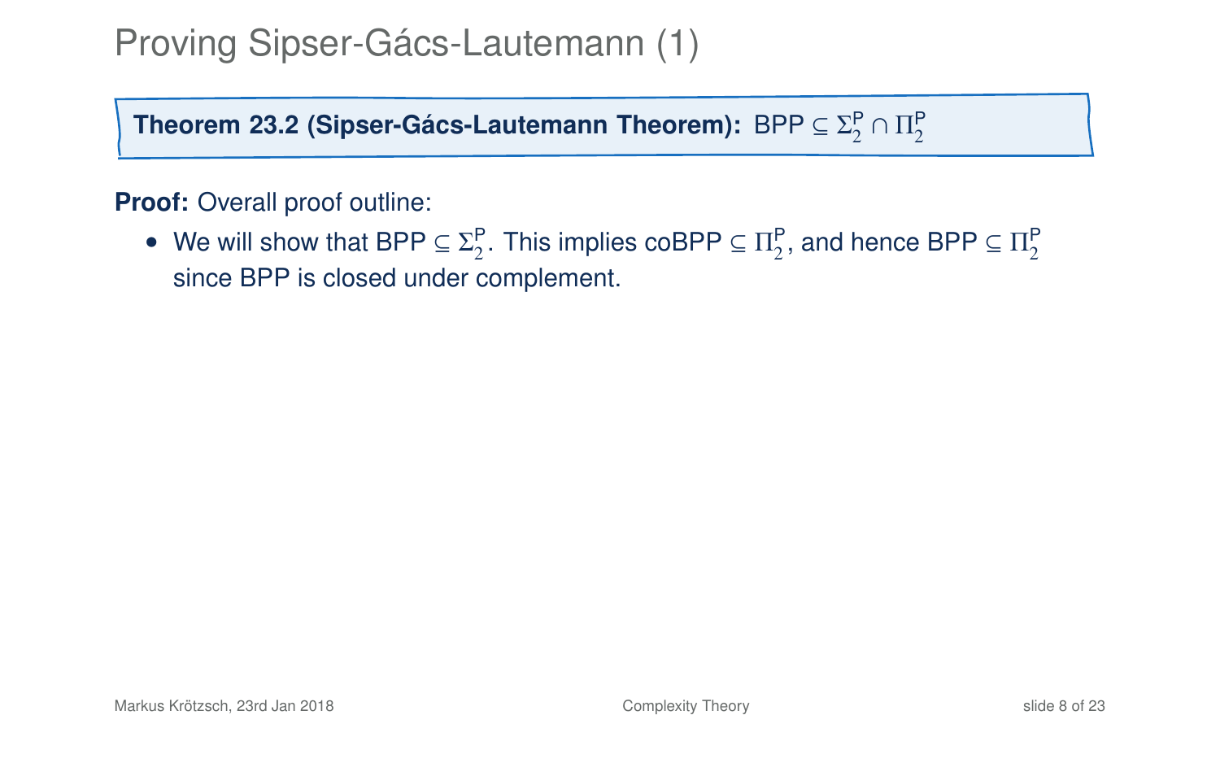# Proving Sipser-Gács-Lautemann (1)

**Theorem 23.2 (Sipser-Gács-Lautemann Theorem):** $\mathsf{BPP} \subseteq \Sigma_2^{\mathsf{P}} \cap \Pi_2^{\mathsf{P}}$

**Proof:** Overall proof outline:

- We will show that $\mathsf{BPP} \subseteq \Sigma_2^{\mathsf{P}}$. This implies $\mathsf{coBPP} \subseteq \Pi_2^{\mathsf{P}}$, and hence $\mathsf{BPP} \subseteq \Pi_2^{\mathsf{P}}$ since BPP is closed under complement.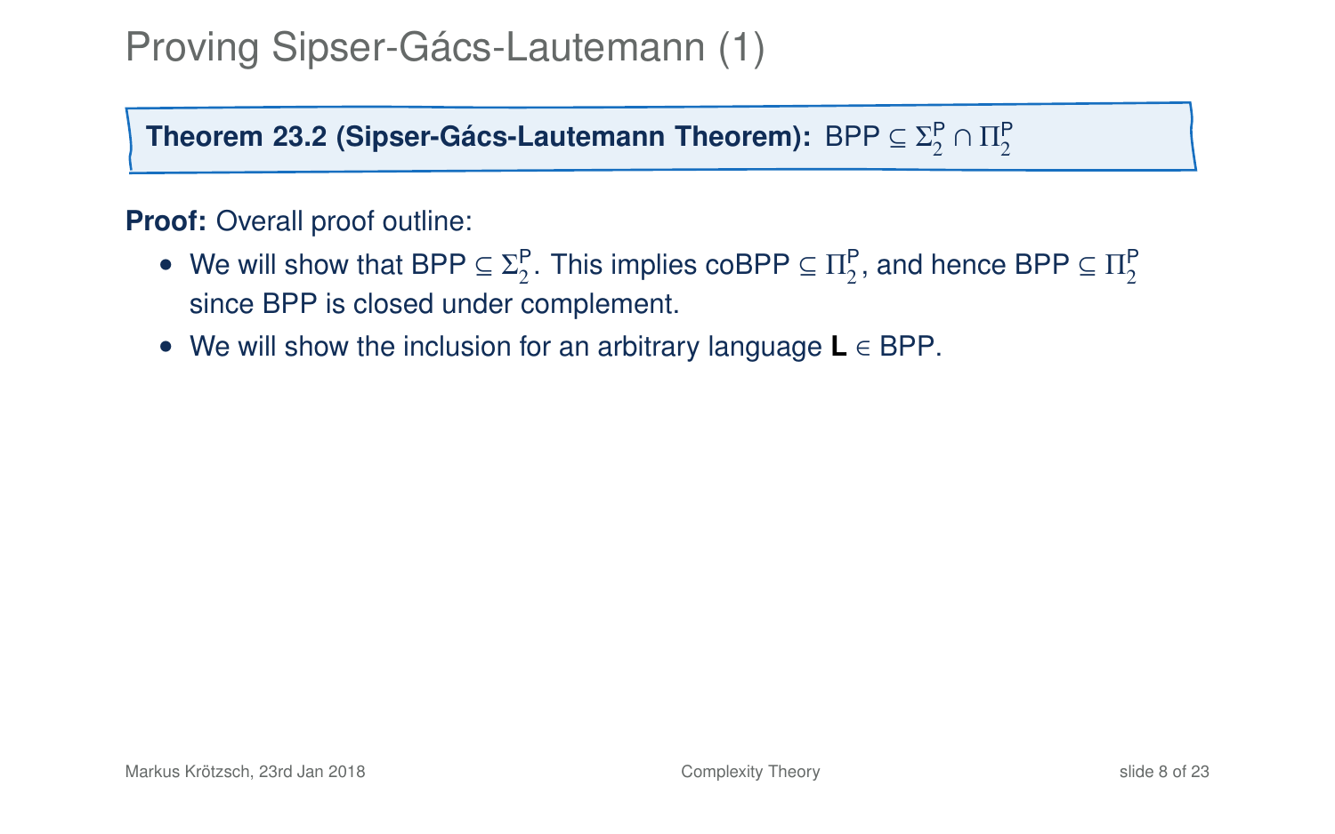# Proving Sipser-Gács-Lautemann (1)

**Theorem 23.2 (Sipser-Gács-Lautemann Theorem):** $\mathsf{BPP} \subseteq \Sigma_2^{\mathsf{P}} \cap \Pi_2^{\mathsf{P}}$

**Proof:** Overall proof outline:

- We will show that $\mathsf{BPP} \subseteq \Sigma_2^{\mathsf{P}}$. This implies $\mathsf{coBPP} \subseteq \Pi_2^{\mathsf{P}}$, and hence $\mathsf{BPP} \subseteq \Pi_2^{\mathsf{P}}$ since BPP is closed under complement.
- We will show the inclusion for an arbitrary language $\mathbf{L} \in \mathsf{BPP}$.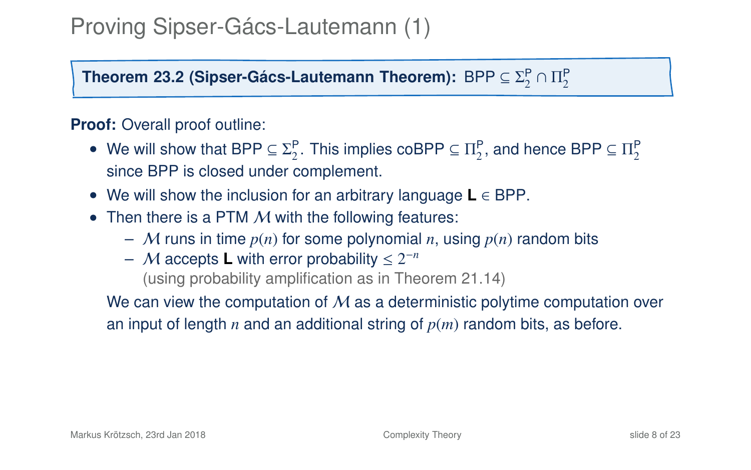# Proving Sipser-Gács-Lautemann (1)

**Theorem 23.2 (Sipser-Gács-Lautemann Theorem):** $\mathsf{BPP} \subseteq \Sigma_2^{\mathsf{P}} \cap \Pi_2^{\mathsf{P}}$

**Proof:** Overall proof outline:

- We will show that $\mathsf{BPP} \subseteq \Sigma_2^{\mathsf{P}}$. This implies $\mathsf{coBPP} \subseteq \Pi_2^{\mathsf{P}}$, and hence $\mathsf{BPP} \subseteq \Pi_2^{\mathsf{P}}$ since BPP is closed under complement.
- We will show the inclusion for an arbitrary language **L** $\in$ BPP.
- Then there is a PTM $\mathcal{M}$ with the following features:
  - $\mathcal{M}$ runs in time $p(n)$ for some polynomial $n$, using $p(n)$ random bits
  - $\mathcal{M}$ accepts **L** with error probability $\leq 2^{-n}$ (using probability amplification as in Theorem 21.14)

  We can view the computation of $\mathcal{M}$ as a deterministic polytime computation over an input of length $n$ and an additional string of $p(m)$ random bits, as before.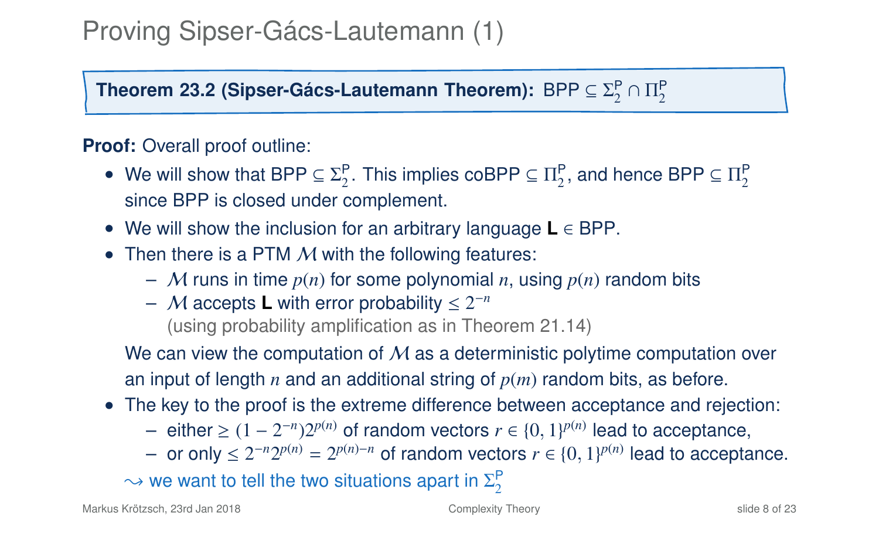# Proving Sipser-Gács-Lautemann (1)

**Theorem 23.2 (Sipser-Gács-Lautemann Theorem):** BPP $\subseteq \Sigma_2^{\mathsf{P}} \cap \Pi_2^{\mathsf{P}}$

**Proof:** Overall proof outline:

- We will show that BPP $\subseteq \Sigma_2^{\mathsf{P}}$. This implies coBPP $\subseteq \Pi_2^{\mathsf{P}}$, and hence BPP $\subseteq \Pi_2^{\mathsf{P}}$ since BPP is closed under complement.
- We will show the inclusion for an arbitrary language **L** $\in$ BPP.
- Then there is a PTM $\mathcal{M}$ with the following features:
  - $\mathcal{M}$ runs in time $p(n)$ for some polynomial $n$, using $p(n)$ random bits
  - $\mathcal{M}$ accepts **L** with error probability $\leq 2^{-n}$ (using probability amplification as in Theorem 21.14)

  We can view the computation of $\mathcal{M}$ as a deterministic polytime computation over an input of length $n$ and an additional string of $p(m)$ random bits, as before.
- The key to the proof is the extreme difference between acceptance and rejection:
  - either $\geq (1 - 2^{-n})2^{p(n)}$ of random vectors $r \in \{0,1\}^{p(n)}$ lead to acceptance,
  - or only $\leq 2^{-n}2^{p(n)} = 2^{p(n)-n}$ of random vectors $r \in \{0,1\}^{p(n)}$ lead to acceptance.

  $\leadsto$ we want to tell the two situations apart in $\Sigma_2^{\mathsf{P}}$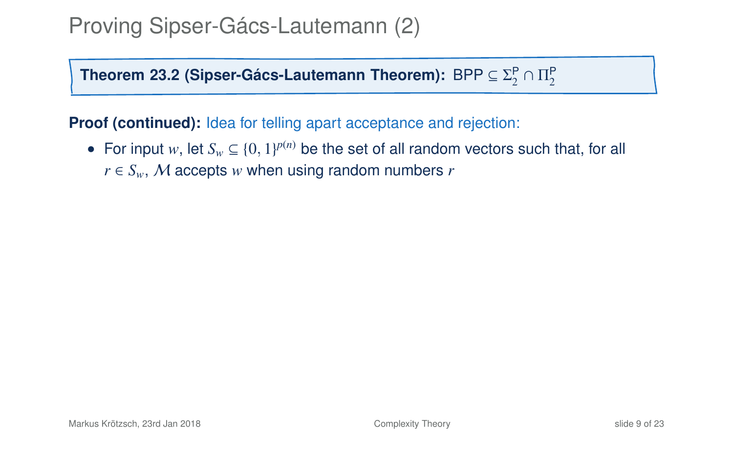# Proving Sipser-Gács-Lautemann (2)

**Theorem 23.2 (Sipser-Gács-Lautemann Theorem):** $\mathsf{BPP} \subseteq \Sigma_2^{\mathsf{P}} \cap \Pi_2^{\mathsf{P}}$

**Proof (continued):** Idea for telling apart acceptance and rejection:

- For input $w$, let $S_w \subseteq \{0,1\}^{p(n)}$ be the set of all random vectors such that, for all $r \in S_w$, $\mathcal{M}$ accepts $w$ when using random numbers $r$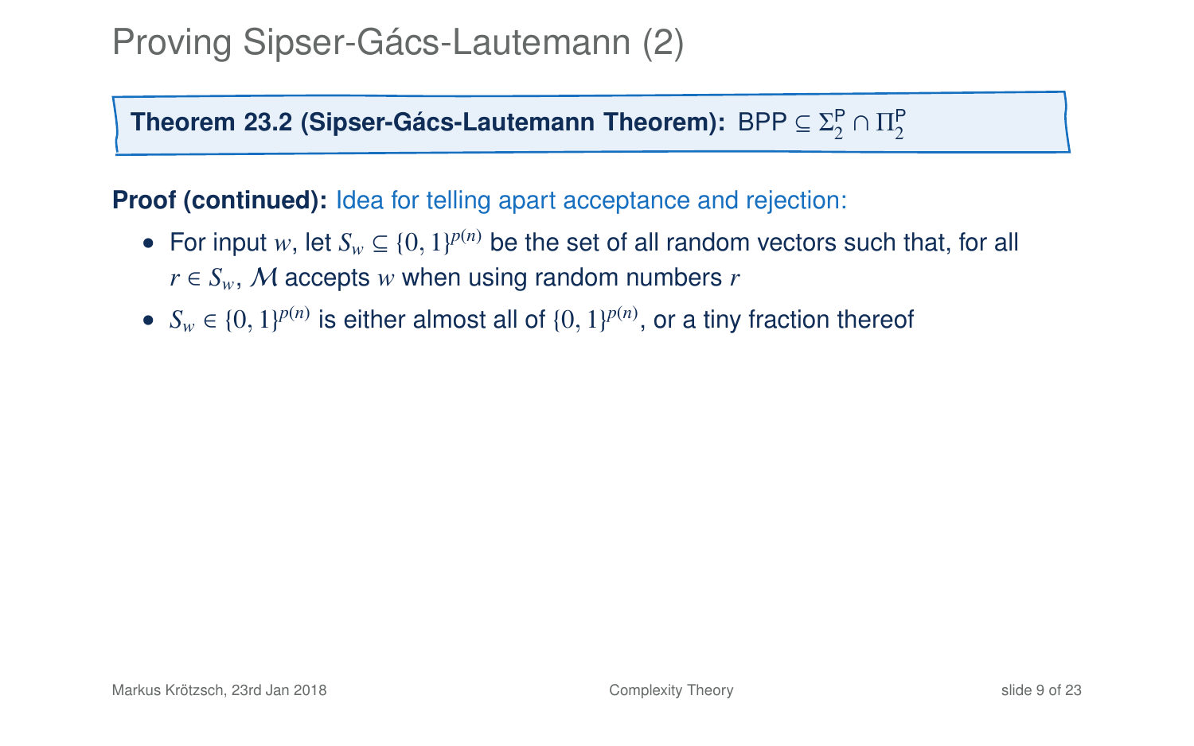# Proving Sipser-Gács-Lautemann (2)

**Theorem 23.2 (Sipser-Gács-Lautemann Theorem):** $\mathsf{BPP} \subseteq \Sigma_2^\mathsf{P} \cap \Pi_2^\mathsf{P}$

**Proof (continued):** Idea for telling apart acceptance and rejection:

- For input $w$, let $S_w \subseteq \{0,1\}^{p(n)}$ be the set of all random vectors such that, for all $r \in S_w$, $\mathcal{M}$ accepts $w$ when using random numbers $r$
- $S_w \in \{0,1\}^{p(n)}$ is either almost all of $\{0,1\}^{p(n)}$, or a tiny fraction thereof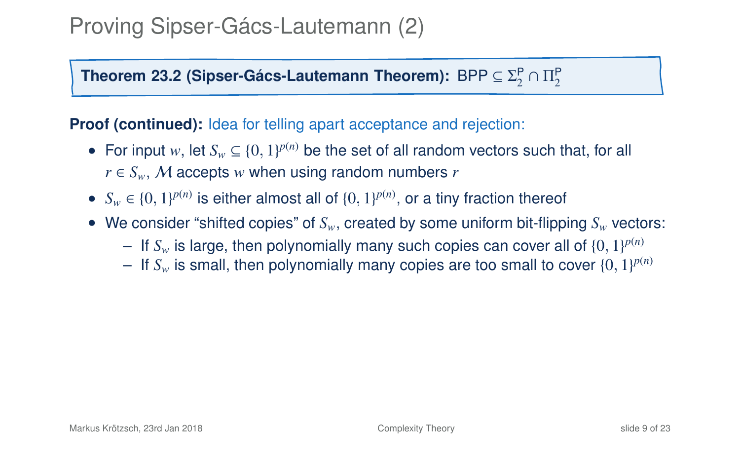# Proving Sipser-Gács-Lautemann (2)

**Theorem 23.2 (Sipser-Gács-Lautemann Theorem):** $\mathsf{BPP} \subseteq \Sigma_2^\mathsf{P} \cap \Pi_2^\mathsf{P}$

**Proof (continued):** Idea for telling apart acceptance and rejection:

- For input $w$, let $S_w \subseteq \{0,1\}^{p(n)}$ be the set of all random vectors such that, for all $r \in S_w$, $\mathcal{M}$ accepts $w$ when using random numbers $r$
- $S_w \in \{0,1\}^{p(n)}$ is either almost all of $\{0,1\}^{p(n)}$, or a tiny fraction thereof
- We consider "shifted copies" of $S_w$, created by some uniform bit-flipping $S_w$ vectors:
  - If $S_w$ is large, then polynomially many such copies can cover all of $\{0,1\}^{p(n)}$
  - If $S_w$ is small, then polynomially many copies are too small to cover $\{0,1\}^{p(n)}$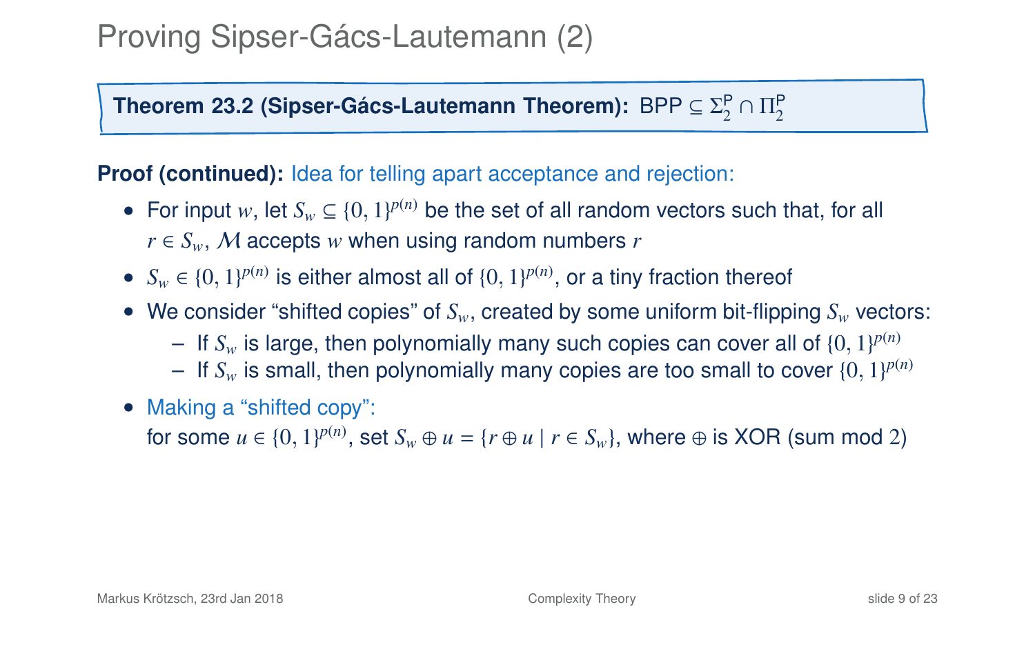# Proving Sipser-Gács-Lautemann (2)

**Theorem 23.2 (Sipser-Gács-Lautemann Theorem):** $\mathsf{BPP} \subseteq \Sigma_2^\mathsf{P} \cap \Pi_2^\mathsf{P}$

**Proof (continued):** Idea for telling apart acceptance and rejection:

- For input $w$, let $S_w \subseteq \{0,1\}^{p(n)}$ be the set of all random vectors such that, for all $r \in S_w$, $\mathcal{M}$ accepts $w$ when using random numbers $r$
- $S_w \in \{0,1\}^{p(n)}$ is either almost all of $\{0,1\}^{p(n)}$, or a tiny fraction thereof
- We consider "shifted copies" of $S_w$, created by some uniform bit-flipping $S_w$ vectors:
  - If $S_w$ is large, then polynomially many such copies can cover all of $\{0,1\}^{p(n)}$
  - If $S_w$ is small, then polynomially many copies are too small to cover $\{0,1\}^{p(n)}$
- Making a "shifted copy":
  for some $u \in \{0,1\}^{p(n)}$, set $S_w \oplus u = \{r \oplus u \mid r \in S_w\}$, where $\oplus$ is XOR (sum mod $2$)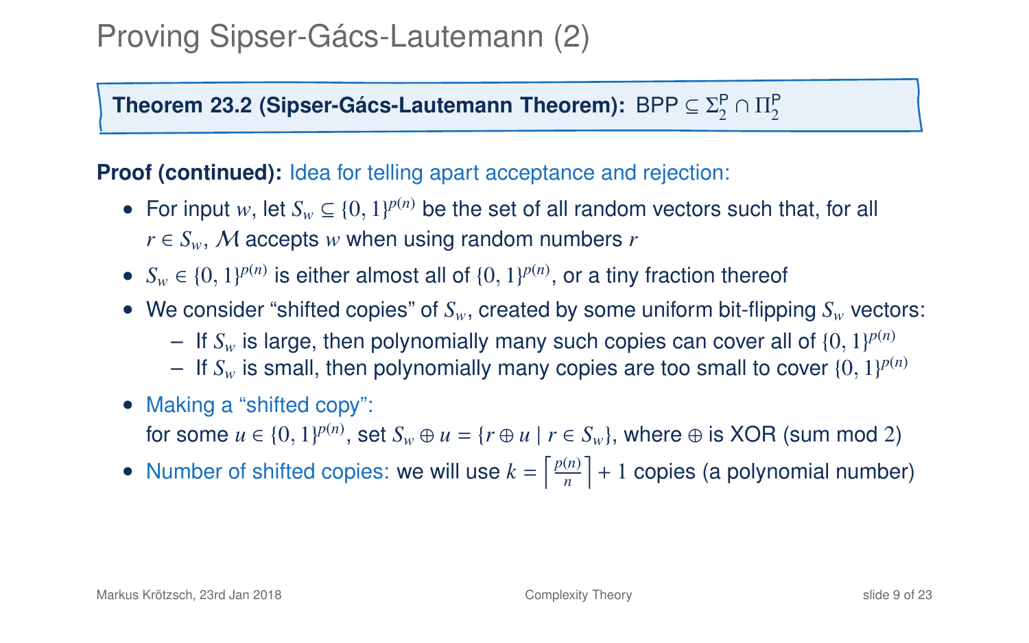# Proving Sipser-Gács-Lautemann (2)

**Theorem 23.2 (Sipser-Gács-Lautemann Theorem):** $\mathsf{BPP} \subseteq \Sigma_2^{\mathsf{P}} \cap \Pi_2^{\mathsf{P}}$

**Proof (continued):** Idea for telling apart acceptance and rejection:

- For input $w$, let $S_w \subseteq \{0,1\}^{p(n)}$ be the set of all random vectors such that, for all $r \in S_w$, $\mathcal{M}$ accepts $w$ when using random numbers $r$
- $S_w \in \{0,1\}^{p(n)}$ is either almost all of $\{0,1\}^{p(n)}$, or a tiny fraction thereof
- We consider "shifted copies" of $S_w$, created by some uniform bit-flipping $S_w$ vectors:
  - If $S_w$ is large, then polynomially many such copies can cover all of $\{0,1\}^{p(n)}$
  - If $S_w$ is small, then polynomially many copies are too small to cover $\{0,1\}^{p(n)}$
- Making a "shifted copy":
  for some $u \in \{0,1\}^{p(n)}$, set $S_w \oplus u = \{r \oplus u \mid r \in S_w\}$, where $\oplus$ is XOR (sum mod $2$)
- Number of shifted copies: we will use $k = \left\lceil \frac{p(n)}{n} \right\rceil + 1$ copies (a polynomial number)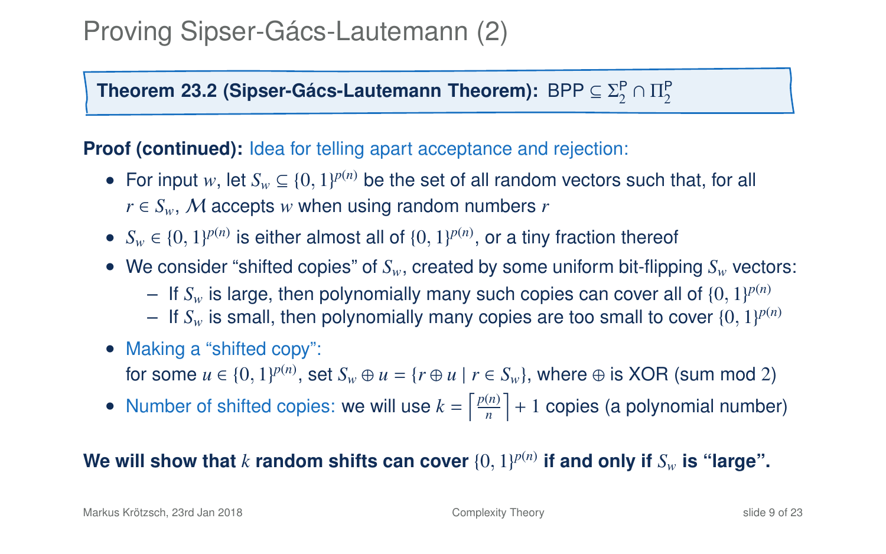# Proving Sipser-Gács-Lautemann (2)

**Theorem 23.2 (Sipser-Gács-Lautemann Theorem):** $\mathsf{BPP} \subseteq \Sigma_2^{\mathsf{P}} \cap \Pi_2^{\mathsf{P}}$

**Proof (continued):** Idea for telling apart acceptance and rejection:

- For input $w$, let $S_w \subseteq \{0,1\}^{p(n)}$ be the set of all random vectors such that, for all $r \in S_w$, $\mathcal{M}$ accepts $w$ when using random numbers $r$
- $S_w \in \{0,1\}^{p(n)}$ is either almost all of $\{0,1\}^{p(n)}$, or a tiny fraction thereof
- We consider "shifted copies" of $S_w$, created by some uniform bit-flipping $S_w$ vectors:
  - If $S_w$ is large, then polynomially many such copies can cover all of $\{0,1\}^{p(n)}$
  - If $S_w$ is small, then polynomially many copies are too small to cover $\{0,1\}^{p(n)}$
- Making a "shifted copy":
  for some $u \in \{0,1\}^{p(n)}$, set $S_w \oplus u = \{r \oplus u \mid r \in S_w\}$, where $\oplus$ is XOR (sum mod $2$)
- Number of shifted copies: we will use $k = \left\lceil \frac{p(n)}{n} \right\rceil + 1$ copies (a polynomial number)

**We will show that $k$ random shifts can cover $\{0,1\}^{p(n)}$ if and only if $S_w$ is "large".**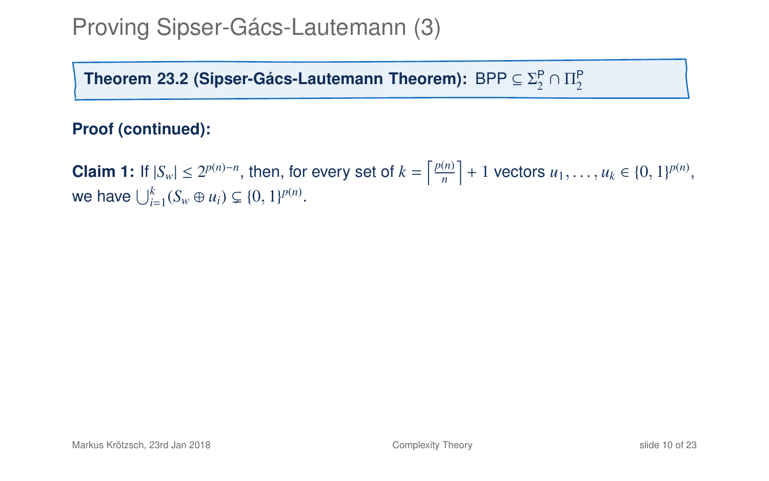# Proving Sipser-Gács-Lautemann (3)

**Theorem 23.2 (Sipser-Gács-Lautemann Theorem):** $\mathsf{BPP} \subseteq \Sigma_2^{\mathsf{P}} \cap \Pi_2^{\mathsf{P}}$

**Proof (continued):**

**Claim 1:** If $|S_w| \leq 2^{p(n)-n}$, then, for every set of $k = \left\lceil \frac{p(n)}{n} \right\rceil + 1$ vectors $u_1, \ldots, u_k \in \{0,1\}^{p(n)}$, we have $\bigcup_{i=1}^{k} (S_w \oplus u_i) \subsetneq \{0,1\}^{p(n)}$.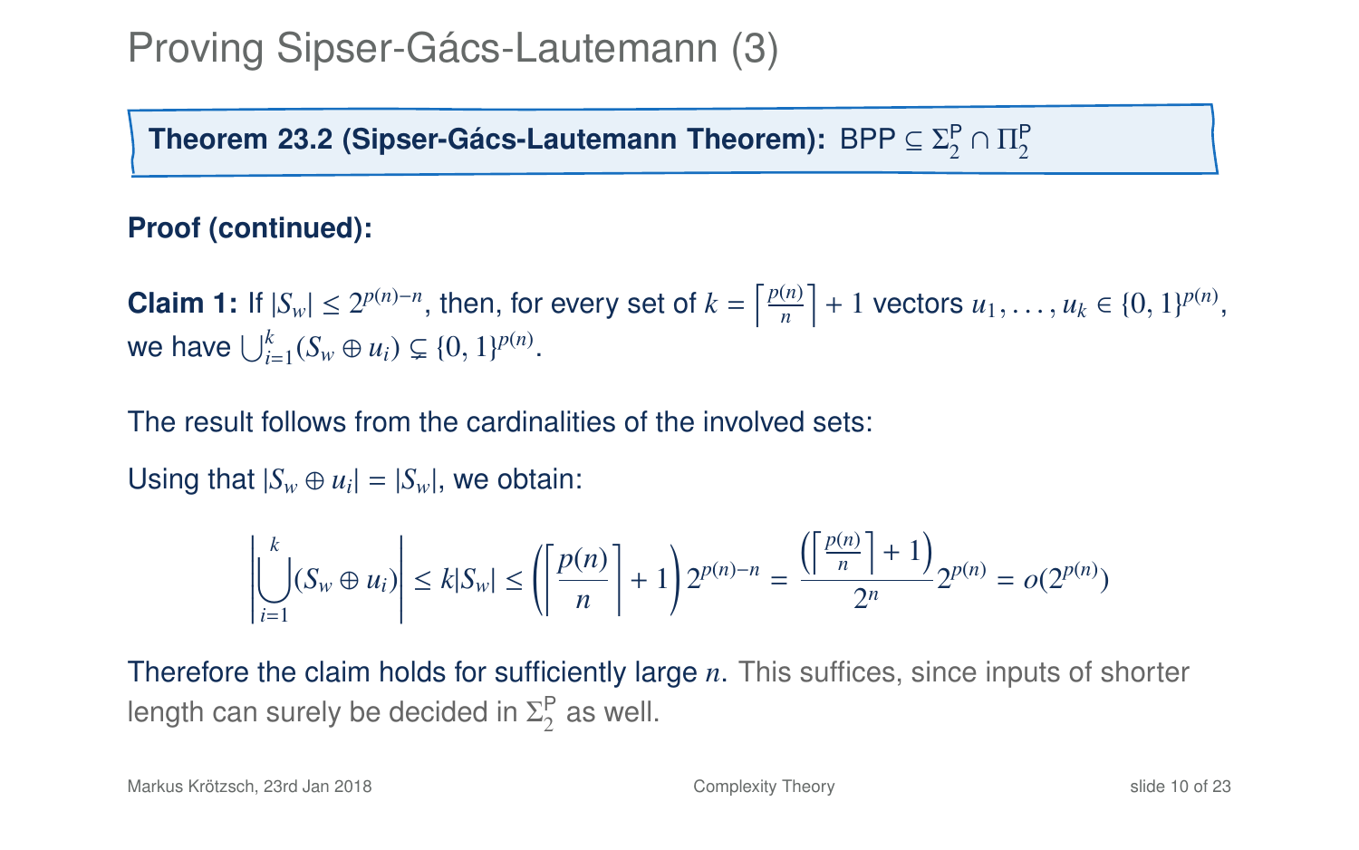# Proving Sipser-Gács-Lautemann (3)

**Theorem 23.2 (Sipser-Gács-Lautemann Theorem):** $\text{BPP} \subseteq \Sigma_2^{\text{P}} \cap \Pi_2^{\text{P}}$

**Proof (continued):**

**Claim 1:** If $|S_w| \leq 2^{p(n)-n}$, then, for every set of $k = \left\lceil \frac{p(n)}{n} \right\rceil + 1$ vectors $u_1, \ldots, u_k \in \{0,1\}^{p(n)}$, we have $\bigcup_{i=1}^{k} (S_w \oplus u_i) \subsetneq \{0,1\}^{p(n)}$.

The result follows from the cardinalities of the involved sets:

Using that $|S_w \oplus u_i| = |S_w|$, we obtain:

$$\left| \bigcup_{i=1}^{k} (S_w \oplus u_i) \right| \leq k|S_w| \leq \left( \left\lceil \frac{p(n)}{n} \right\rceil + 1 \right) 2^{p(n)-n} = \frac{\left( \left\lceil \frac{p(n)}{n} \right\rceil + 1 \right)}{2^n} 2^{p(n)} = o(2^{p(n)})$$

Therefore the claim holds for sufficiently large $n$. This suffices, since inputs of shorter length can surely be decided in $\Sigma_2^{\text{P}}$ as well.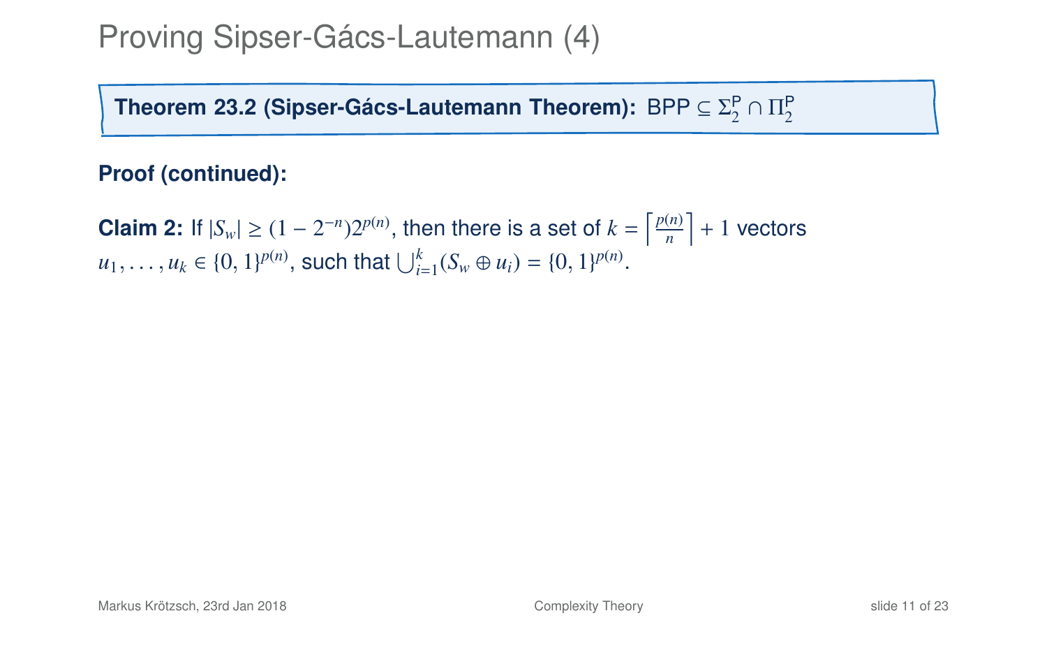# Proving Sipser-Gács-Lautemann (4)

**Theorem 23.2 (Sipser-Gács-Lautemann Theorem):** $\mathsf{BPP} \subseteq \Sigma_2^{\mathsf{P}} \cap \Pi_2^{\mathsf{P}}$

**Proof (continued):**

**Claim 2:** If $|S_w| \geq (1 - 2^{-n})2^{p(n)}$, then there is a set of $k = \left\lceil \frac{p(n)}{n} \right\rceil + 1$ vectors $u_1, \ldots, u_k \in \{0,1\}^{p(n)}$, such that $\bigcup_{i=1}^{k}(S_w \oplus u_i) = \{0,1\}^{p(n)}$.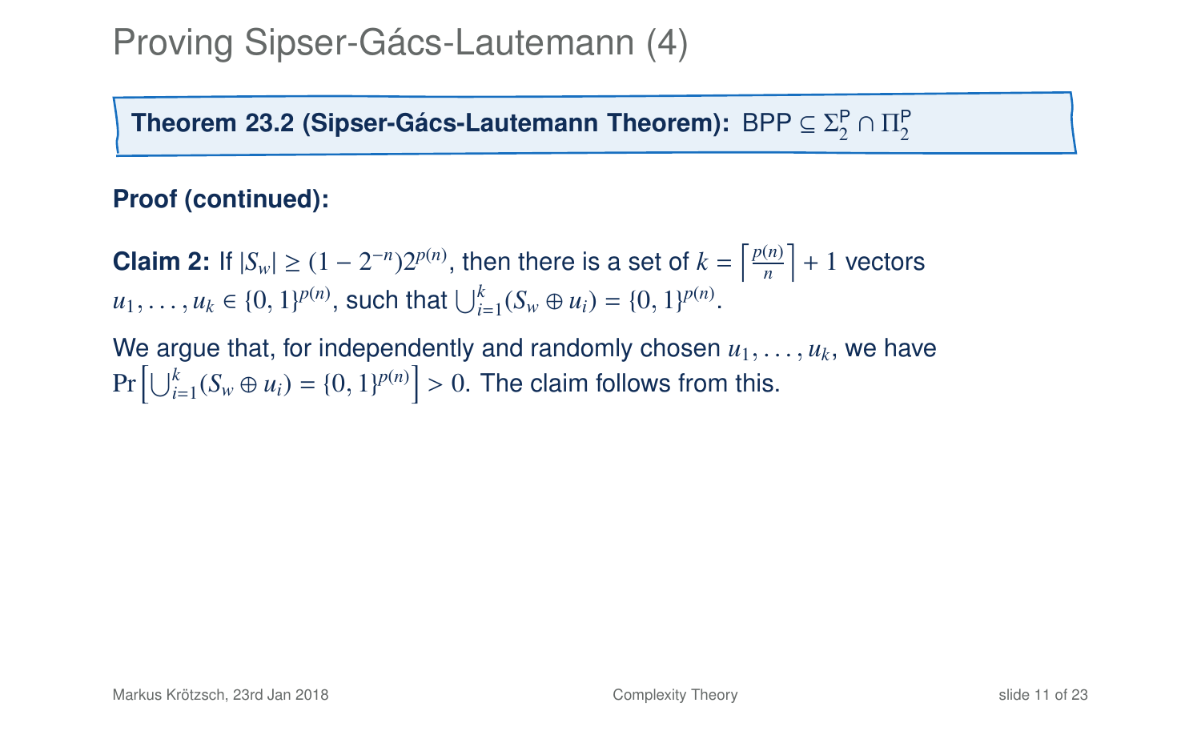# Proving Sipser-Gács-Lautemann (4)

**Theorem 23.2 (Sipser-Gács-Lautemann Theorem):** $\mathsf{BPP} \subseteq \Sigma_2^{\mathsf{P}} \cap \Pi_2^{\mathsf{P}}$

**Proof (continued):**

**Claim 2:** If $|S_w| \geq (1 - 2^{-n})2^{p(n)}$, then there is a set of $k = \left\lceil \frac{p(n)}{n} \right\rceil + 1$ vectors $u_1, \ldots, u_k \in \{0,1\}^{p(n)}$, such that $\bigcup_{i=1}^{k}(S_w \oplus u_i) = \{0,1\}^{p(n)}$.

We argue that, for independently and randomly chosen $u_1, \ldots, u_k$, we have $\Pr\left[\bigcup_{i=1}^{k}(S_w \oplus u_i) = \{0,1\}^{p(n)}\right] > 0$. The claim follows from this.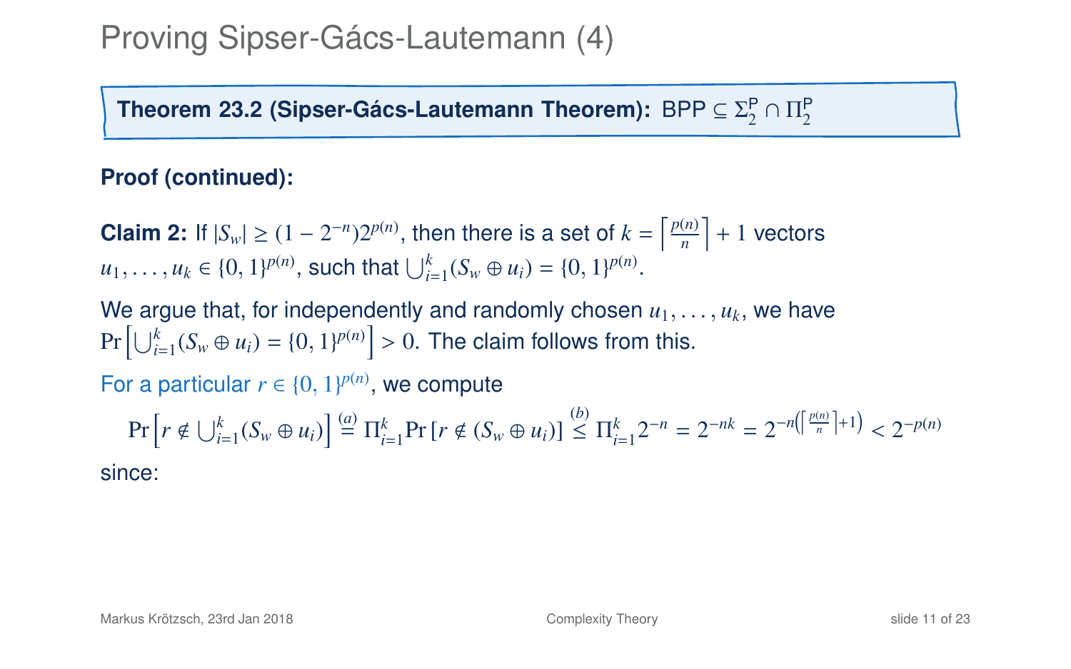# Proving Sipser-Gács-Lautemann (4)

**Theorem 23.2 (Sipser-Gács-Lautemann Theorem):** $\mathsf{BPP} \subseteq \Sigma_2^\mathsf{P} \cap \Pi_2^\mathsf{P}$

**Proof (continued):**

**Claim 2:** If $|S_w| \geq (1 - 2^{-n})2^{p(n)}$, then there is a set of $k = \left\lceil \frac{p(n)}{n} \right\rceil + 1$ vectors $u_1, \ldots, u_k \in \{0,1\}^{p(n)}$, such that $\bigcup_{i=1}^{k}(S_w \oplus u_i) = \{0,1\}^{p(n)}$.

We argue that, for independently and randomly chosen $u_1, \ldots, u_k$, we have $\Pr\left[\bigcup_{i=1}^{k}(S_w \oplus u_i) = \{0,1\}^{p(n)}\right] > 0$. The claim follows from this.

For a particular $r \in \{0,1\}^{p(n)}$, we compute

$$\Pr\left[r \notin \bigcup_{i=1}^{k}(S_w \oplus u_i)\right] \overset{(a)}{=} \Pi_{i=1}^{k}\Pr\left[r \notin (S_w \oplus u_i)\right] \overset{(b)}{\leq} \Pi_{i=1}^{k}2^{-n} = 2^{-nk} = 2^{-n\left(\left\lceil \frac{p(n)}{n} \right\rceil + 1\right)} < 2^{-p(n)}$$

since: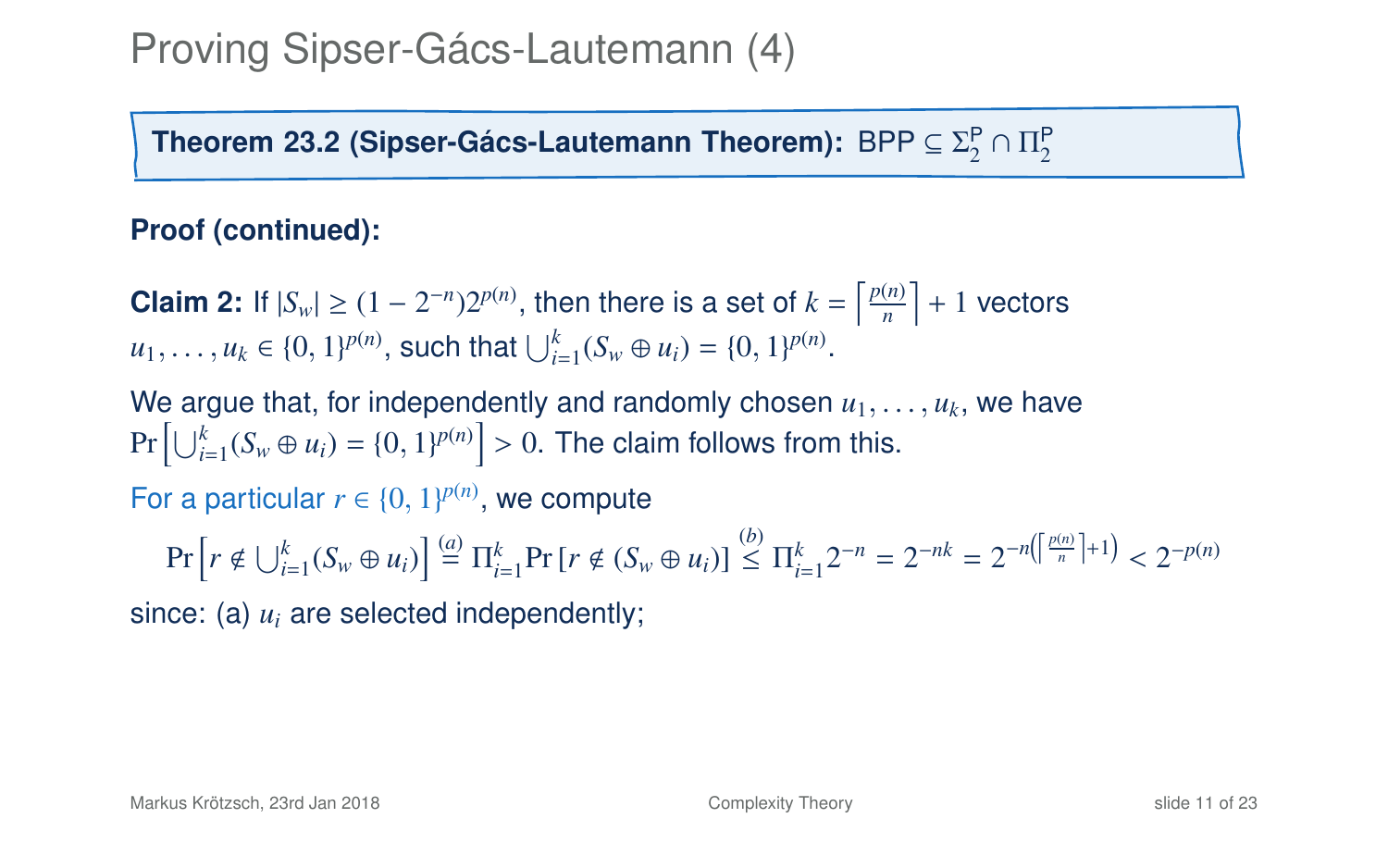# Proving Sipser-Gács-Lautemann (4)

**Theorem 23.2 (Sipser-Gács-Lautemann Theorem):** $\mathsf{BPP} \subseteq \Sigma_2^{\mathsf{P}} \cap \Pi_2^{\mathsf{P}}$

**Proof (continued):**

**Claim 2:** If $|S_w| \geq (1 - 2^{-n})2^{p(n)}$, then there is a set of $k = \left\lceil \frac{p(n)}{n} \right\rceil + 1$ vectors $u_1, \ldots, u_k \in \{0,1\}^{p(n)}$, such that $\bigcup_{i=1}^{k}(S_w \oplus u_i) = \{0,1\}^{p(n)}$.

We argue that, for independently and randomly chosen $u_1, \ldots, u_k$, we have $\Pr\left[\bigcup_{i=1}^{k}(S_w \oplus u_i) = \{0,1\}^{p(n)}\right] > 0$. The claim follows from this.

For a particular $r \in \{0,1\}^{p(n)}$, we compute

$$\Pr\left[r \notin \bigcup_{i=1}^{k}(S_w \oplus u_i)\right] \stackrel{(a)}{=} \Pi_{i=1}^{k} \Pr\left[r \notin (S_w \oplus u_i)\right] \stackrel{(b)}{\leq} \Pi_{i=1}^{k} 2^{-n} = 2^{-nk} = 2^{-n\left(\left\lceil \frac{p(n)}{n} \right\rceil + 1\right)} < 2^{-p(n)}$$

since: (a) $u_i$ are selected independently;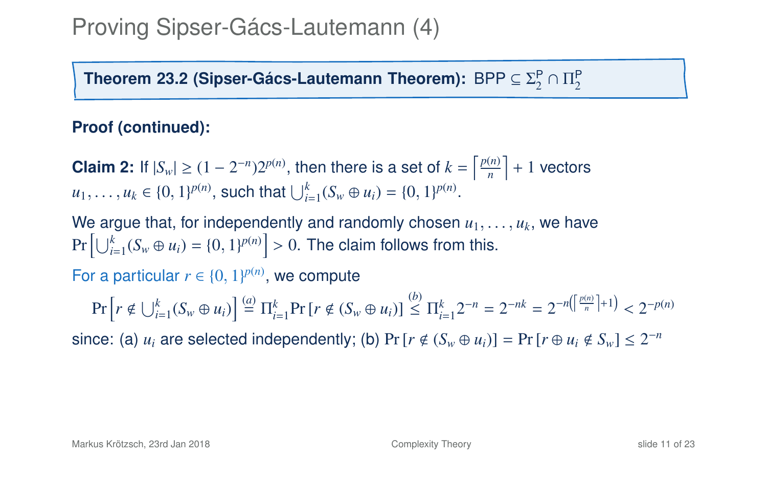# Proving Sipser-Gács-Lautemann (4)

**Theorem 23.2 (Sipser-Gács-Lautemann Theorem):** $\mathsf{BPP} \subseteq \Sigma_2^{\mathsf{P}} \cap \Pi_2^{\mathsf{P}}$

**Proof (continued):**

**Claim 2:** If $|S_w| \geq (1 - 2^{-n})2^{p(n)}$, then there is a set of $k = \left\lceil \frac{p(n)}{n} \right\rceil + 1$ vectors $u_1, \ldots, u_k \in \{0,1\}^{p(n)}$, such that $\bigcup_{i=1}^{k}(S_w \oplus u_i) = \{0,1\}^{p(n)}$.

We argue that, for independently and randomly chosen $u_1, \ldots, u_k$, we have $\Pr\left[\bigcup_{i=1}^{k}(S_w \oplus u_i) = \{0,1\}^{p(n)}\right] > 0$. The claim follows from this.

For a particular $r \in \{0,1\}^{p(n)}$, we compute

$$\Pr\left[r \notin \bigcup_{i=1}^{k}(S_w \oplus u_i)\right] \overset{(a)}{=} \Pi_{i=1}^{k} \Pr\left[r \notin (S_w \oplus u_i)\right] \overset{(b)}{\leq} \Pi_{i=1}^{k} 2^{-n} = 2^{-nk} = 2^{-n\left(\left\lceil \frac{p(n)}{n} \right\rceil + 1\right)} < 2^{-p(n)}$$

since: (a) $u_i$ are selected independently; (b) $\Pr\left[r \notin (S_w \oplus u_i)\right] = \Pr\left[r \oplus u_i \notin S_w\right] \leq 2^{-n}$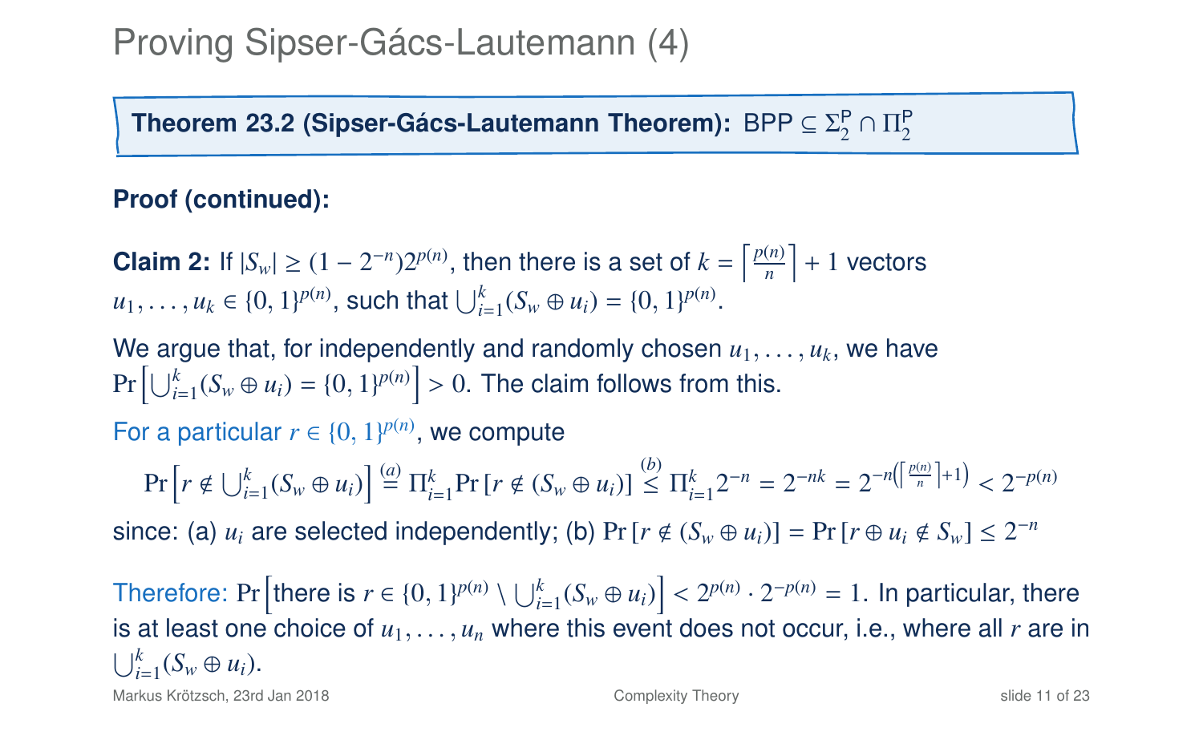# Proving Sipser-Gács-Lautemann (4)

**Theorem 23.2 (Sipser-Gács-Lautemann Theorem):** $\mathsf{BPP} \subseteq \Sigma_2^{\mathsf{P}} \cap \Pi_2^{\mathsf{P}}$

**Proof (continued):**

**Claim 2:** If $|S_w| \geq (1 - 2^{-n})2^{p(n)}$, then there is a set of $k = \left\lceil \frac{p(n)}{n} \right\rceil + 1$ vectors $u_1, \ldots, u_k \in \{0,1\}^{p(n)}$, such that $\bigcup_{i=1}^{k}(S_w \oplus u_i) = \{0,1\}^{p(n)}$.

We argue that, for independently and randomly chosen $u_1, \ldots, u_k$, we have $\Pr\left[\bigcup_{i=1}^{k}(S_w \oplus u_i) = \{0,1\}^{p(n)}\right] > 0$. The claim follows from this.

For a particular $r \in \{0,1\}^{p(n)}$, we compute

$$\Pr\left[r \notin \bigcup_{i=1}^{k}(S_w \oplus u_i)\right] \overset{(a)}{=} \Pi_{i=1}^{k}\Pr\left[r \notin (S_w \oplus u_i)\right] \overset{(b)}{\leq} \Pi_{i=1}^{k} 2^{-n} = 2^{-nk} = 2^{-n\left(\left\lceil \frac{p(n)}{n} \right\rceil + 1\right)} < 2^{-p(n)}$$

since: (a) $u_i$ are selected independently; (b) $\Pr\left[r \notin (S_w \oplus u_i)\right] = \Pr\left[r \oplus u_i \notin S_w\right] \leq 2^{-n}$

Therefore: $\Pr\left[\text{there is } r \in \{0,1\}^{p(n)} \setminus \bigcup_{i=1}^{k}(S_w \oplus u_i)\right] < 2^{p(n)} \cdot 2^{-p(n)} = 1$. In particular, there is at least one choice of $u_1, \ldots, u_n$ where this event does not occur, i.e., where all $r$ are in $\bigcup_{i=1}^{k}(S_w \oplus u_i)$.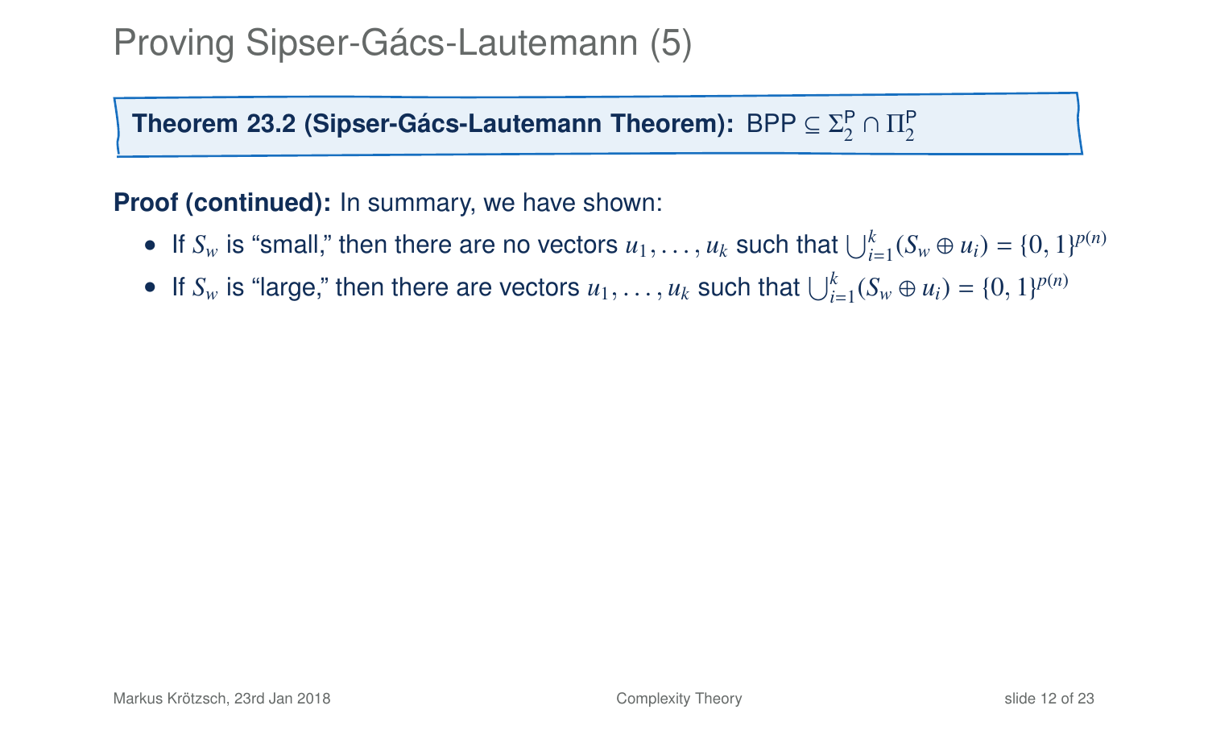# Proving Sipser-Gács-Lautemann (5)

**Theorem 23.2 (Sipser-Gács-Lautemann Theorem):** $\mathsf{BPP} \subseteq \Sigma_2^{\mathsf{P}} \cap \Pi_2^{\mathsf{P}}$

**Proof (continued):** In summary, we have shown:

- If $S_w$ is "small," then there are no vectors $u_1, \ldots, u_k$ such that $\bigcup_{i=1}^{k}(S_w \oplus u_i) = \{0,1\}^{p(n)}$
- If $S_w$ is "large," then there are vectors $u_1, \ldots, u_k$ such that $\bigcup_{i=1}^{k}(S_w \oplus u_i) = \{0,1\}^{p(n)}$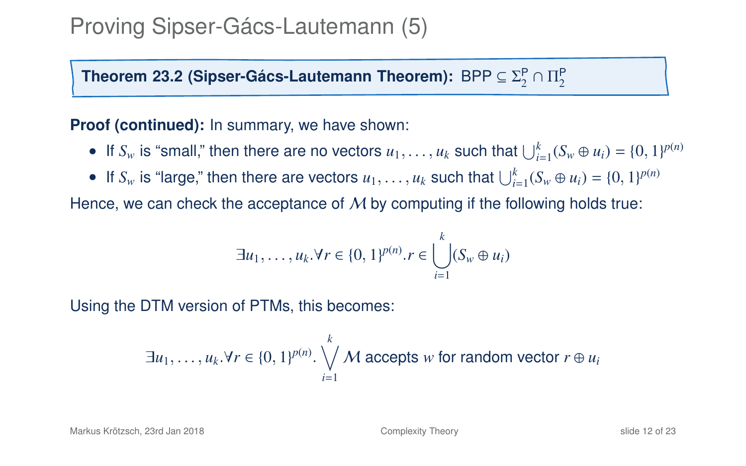# Proving Sipser-Gács-Lautemann (5)

**Theorem 23.2 (Sipser-Gács-Lautemann Theorem):** $\mathsf{BPP} \subseteq \Sigma_2^{\mathsf{P}} \cap \Pi_2^{\mathsf{P}}$

**Proof (continued):** In summary, we have shown:

- If $S_w$ is "small," then there are no vectors $u_1, \ldots, u_k$ such that $\bigcup_{i=1}^{k}(S_w \oplus u_i) = \{0,1\}^{p(n)}$
- If $S_w$ is "large," then there are vectors $u_1, \ldots, u_k$ such that $\bigcup_{i=1}^{k}(S_w \oplus u_i) = \{0,1\}^{p(n)}$

Hence, we can check the acceptance of $\mathcal{M}$ by computing if the following holds true:

$$\exists u_1, \ldots, u_k . \forall r \in \{0,1\}^{p(n)} . r \in \bigcup_{i=1}^{k}(S_w \oplus u_i)$$

Using the DTM version of PTMs, this becomes:

$$\exists u_1, \ldots, u_k . \forall r \in \{0,1\}^{p(n)} . \bigvee_{i=1}^{k} \mathcal{M} \text{ accepts } w \text{ for random vector } r \oplus u_i$$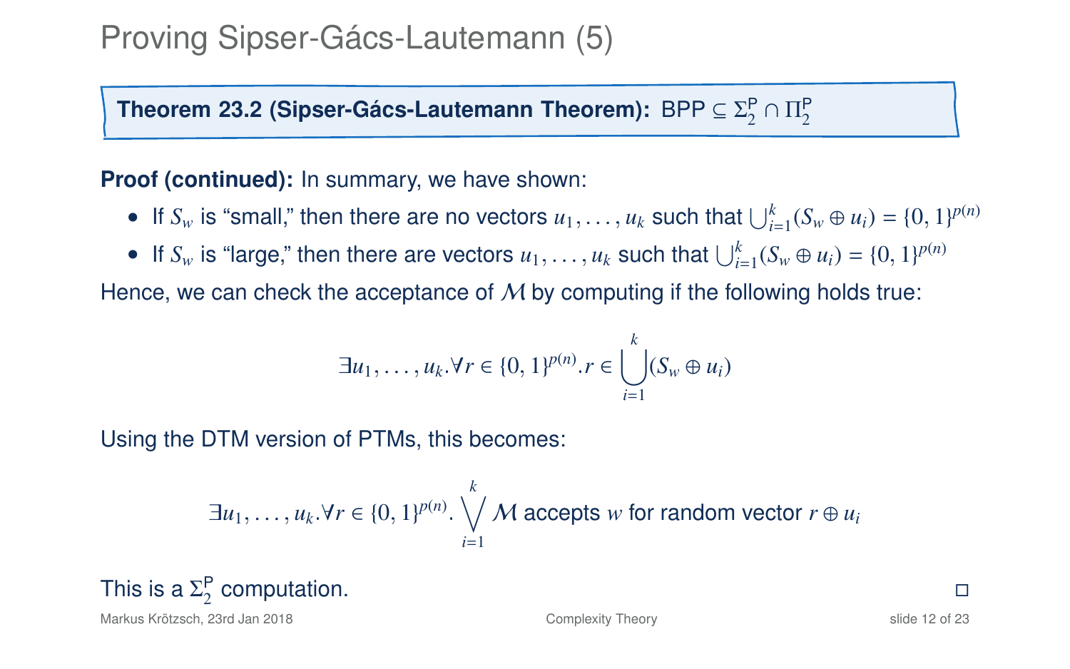# Proving Sipser-Gács-Lautemann (5)

**Theorem 23.2 (Sipser-Gács-Lautemann Theorem):** $\mathsf{BPP} \subseteq \Sigma_2^{\mathsf{P}} \cap \Pi_2^{\mathsf{P}}$

**Proof (continued):** In summary, we have shown:

- If $S_w$ is "small," then there are no vectors $u_1, \ldots, u_k$ such that $\bigcup_{i=1}^{k}(S_w \oplus u_i) = \{0,1\}^{p(n)}$
- If $S_w$ is "large," then there are vectors $u_1, \ldots, u_k$ such that $\bigcup_{i=1}^{k}(S_w \oplus u_i) = \{0,1\}^{p(n)}$

Hence, we can check the acceptance of $\mathcal{M}$ by computing if the following holds true:

$$\exists u_1, \ldots, u_k . \forall r \in \{0,1\}^{p(n)} . r \in \bigcup_{i=1}^{k}(S_w \oplus u_i)$$

Using the DTM version of PTMs, this becomes:

$$\exists u_1, \ldots, u_k . \forall r \in \{0,1\}^{p(n)} . \bigvee_{i=1}^{k} \mathcal{M} \text{ accepts } w \text{ for random vector } r \oplus u_i$$

This is a $\Sigma_2^{\mathsf{P}}$ computation. □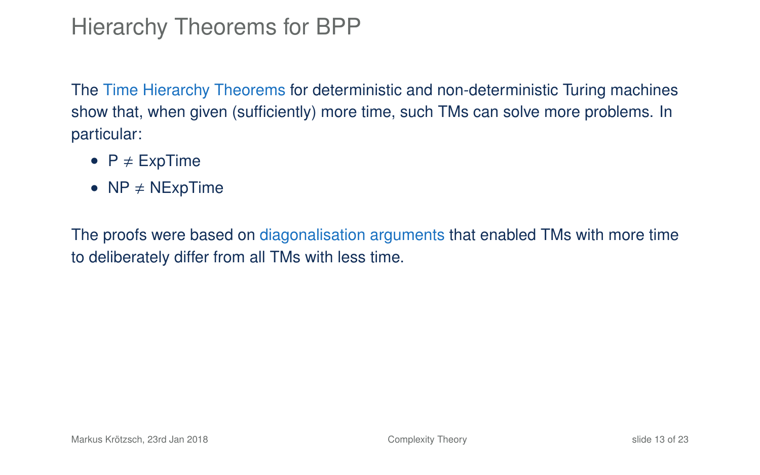# Hierarchy Theorems for BPP

The Time Hierarchy Theorems for deterministic and non-deterministic Turing machines show that, when given (sufficiently) more time, such TMs can solve more problems. In particular:

- P ≠ ExpTime
- NP ≠ NExpTime

The proofs were based on diagonalisation arguments that enabled TMs with more time to deliberately differ from all TMs with less time.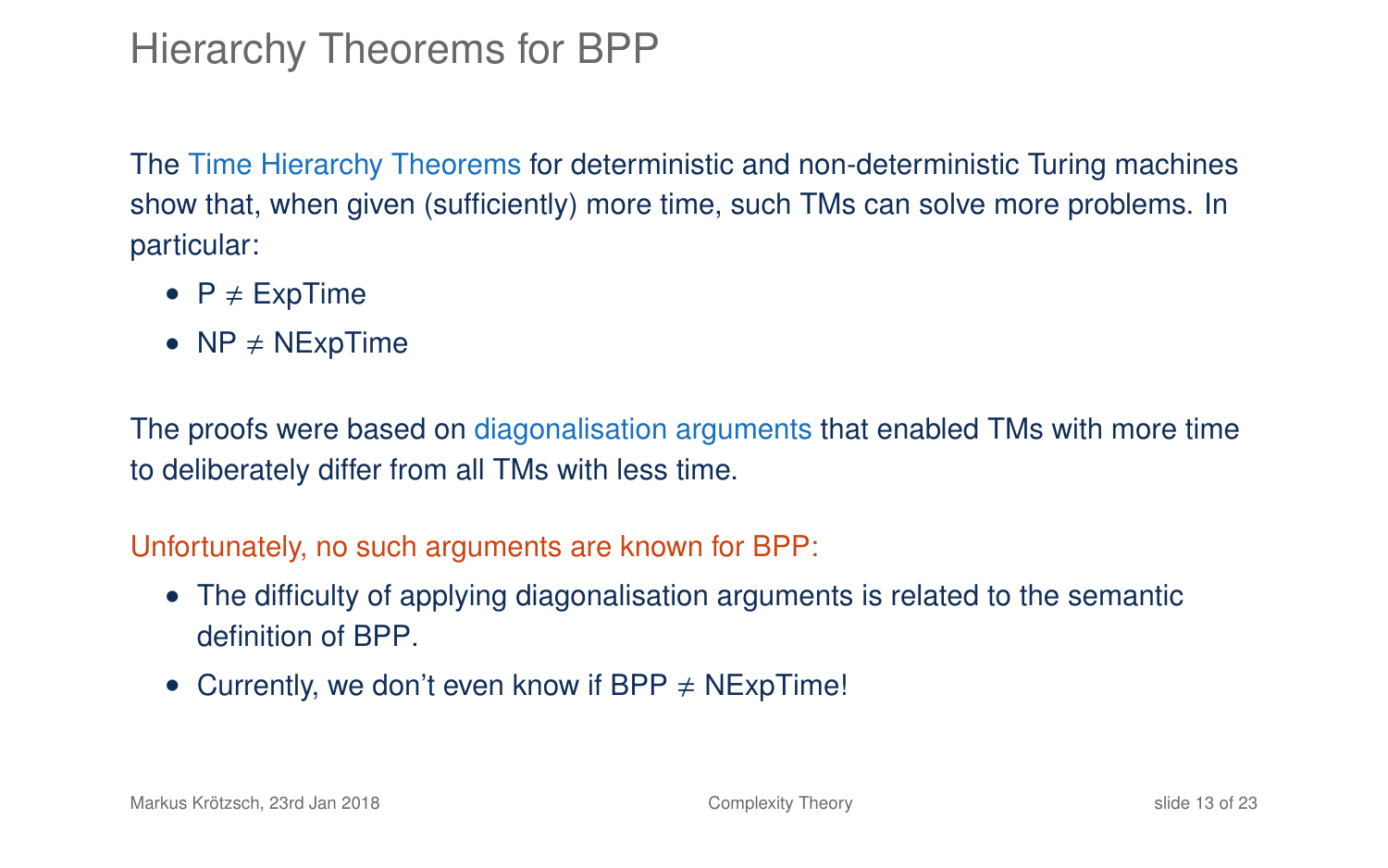# Hierarchy Theorems for BPP

The Time Hierarchy Theorems for deterministic and non-deterministic Turing machines show that, when given (sufficiently) more time, such TMs can solve more problems. In particular:

- P $\neq$ ExpTime
- NP $\neq$ NExpTime

The proofs were based on diagonalisation arguments that enabled TMs with more time to deliberately differ from all TMs with less time.

Unfortunately, no such arguments are known for BPP:

- The difficulty of applying diagonalisation arguments is related to the semantic definition of BPP.
- Currently, we don't even know if BPP $\neq$ NExpTime!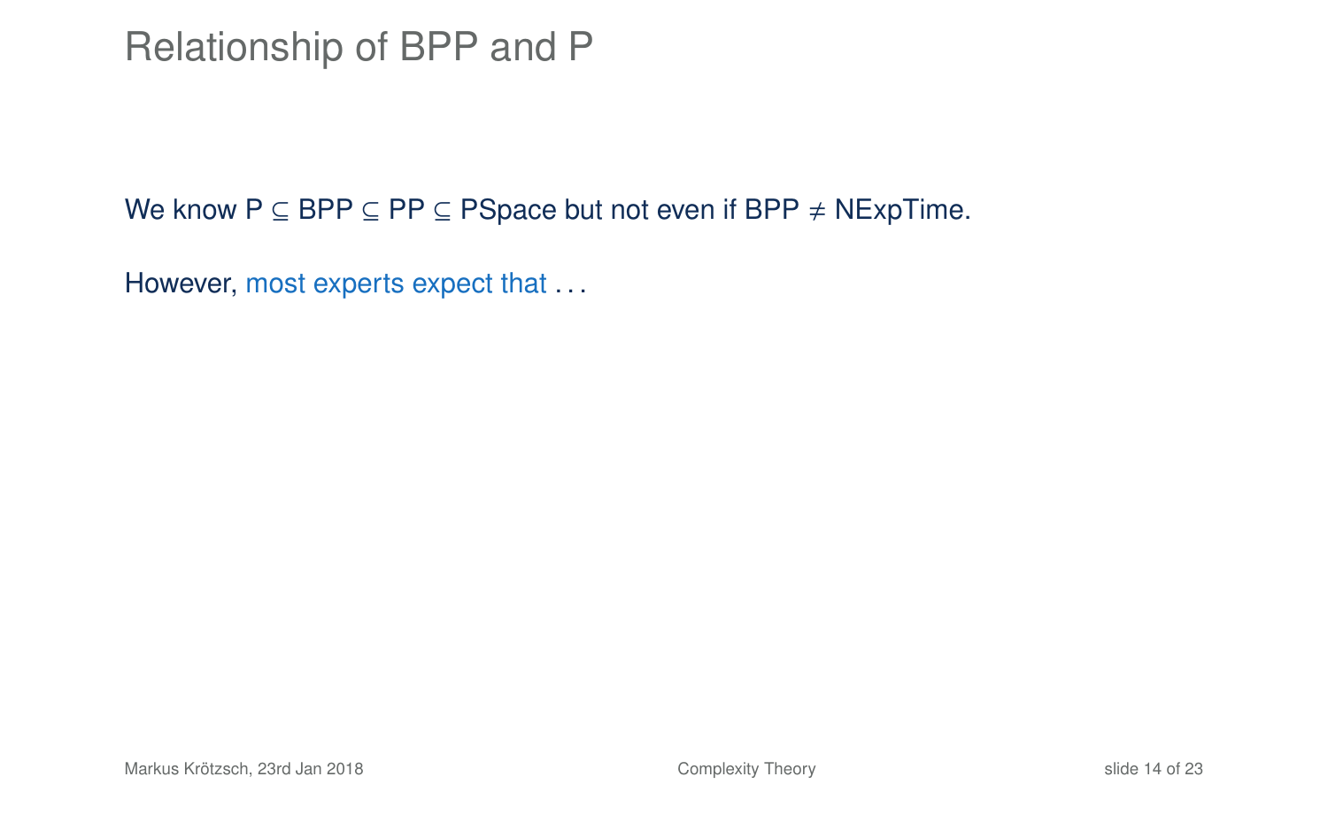# Relationship of BPP and P

We know P $\subseteq$ BPP $\subseteq$ PP $\subseteq$ PSpace but not even if BPP $\neq$ NExpTime.

However, most experts expect that . . .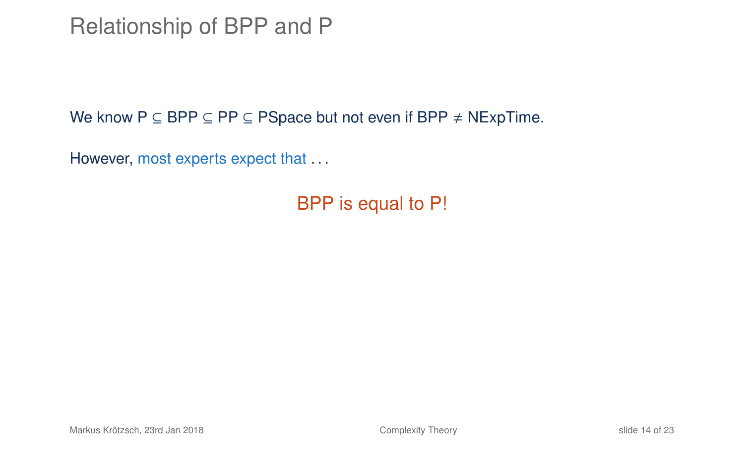# Relationship of BPP and P

We know $\mathsf{P} \subseteq \mathsf{BPP} \subseteq \mathsf{PP} \subseteq \mathsf{PSpace}$ but not even if $\mathsf{BPP} \neq \mathsf{NExpTime}$.

However, most experts expect that . . .

BPP is equal to P!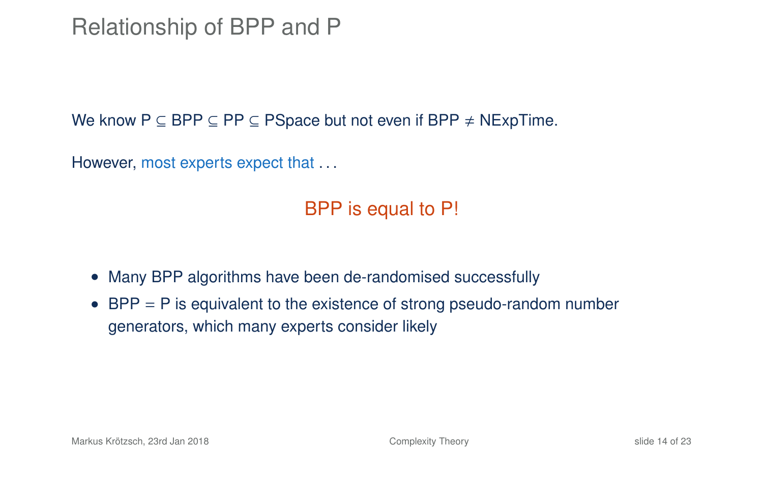# Relationship of BPP and P

We know $\mathrm{P} \subseteq \mathrm{BPP} \subseteq \mathrm{PP} \subseteq \mathrm{PSpace}$ but not even if $\mathrm{BPP} \neq \mathrm{NExpTime}$.

However, most experts expect that . . .

**BPP is equal to P!**

- Many BPP algorithms have been de-randomised successfully
- BPP = P is equivalent to the existence of strong pseudo-random number generators, which many experts consider likely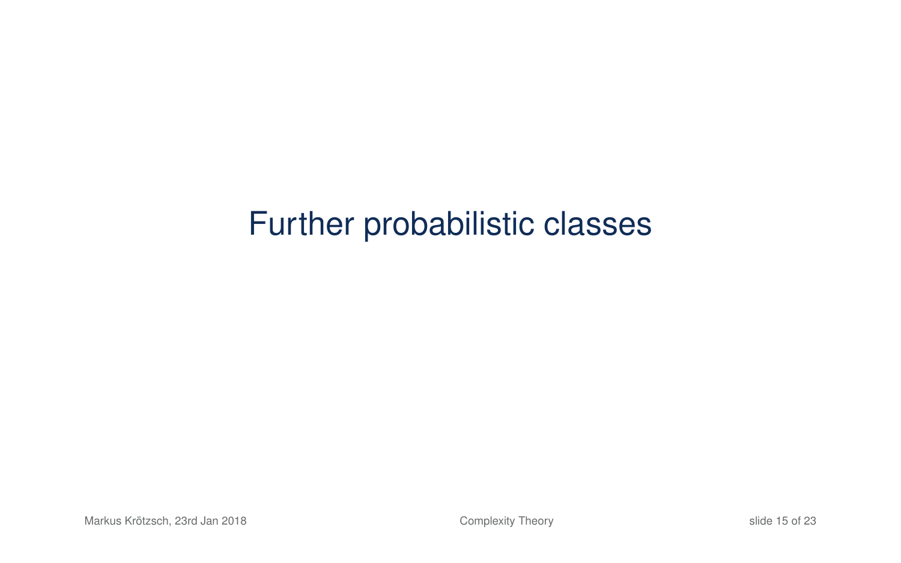# Further probabilistic classes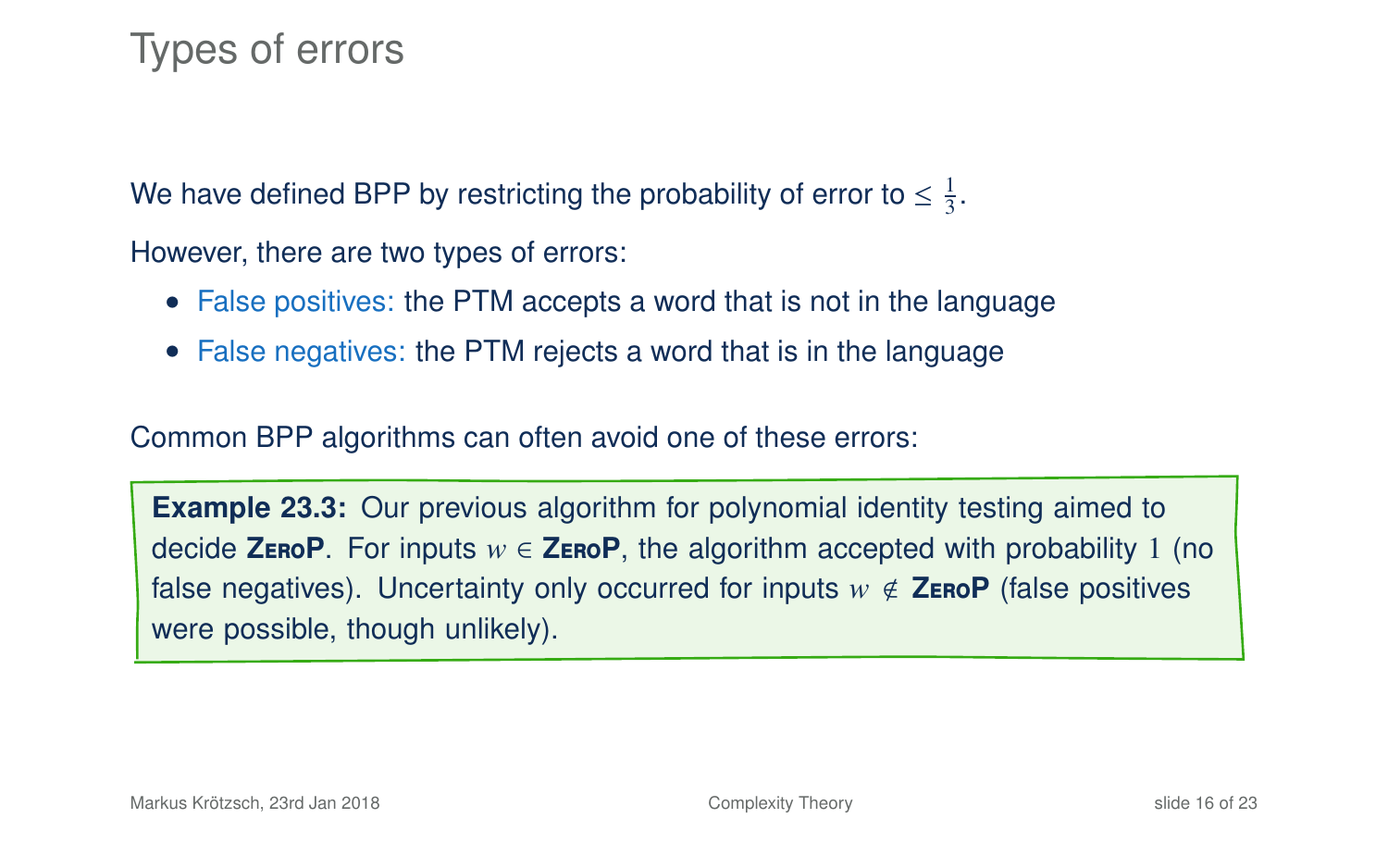# Types of errors

We have defined BPP by restricting the probability of error to $\leq \frac{1}{3}$.

However, there are two types of errors:

- False positives: the PTM accepts a word that is not in the language
- False negatives: the PTM rejects a word that is in the language

Common BPP algorithms can often avoid one of these errors:

> **Example 23.3:** Our previous algorithm for polynomial identity testing aimed to decide **ZeroP**. For inputs $w \in$ **ZeroP**, the algorithm accepted with probability $1$ (no false negatives). Uncertainty only occurred for inputs $w \notin$ **ZeroP** (false positives were possible, though unlikely).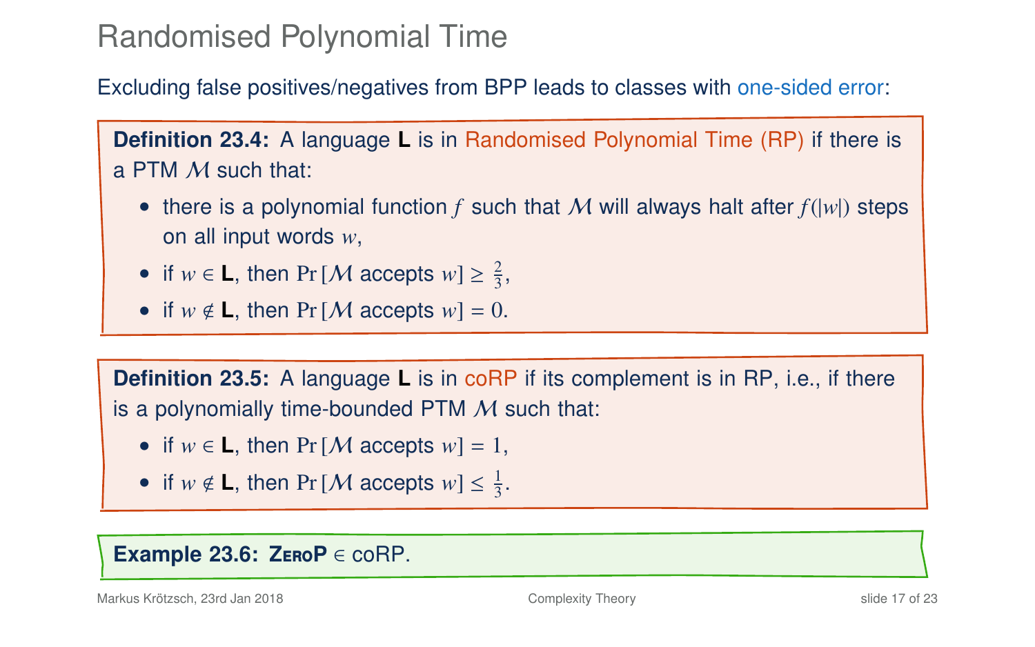# Randomised Polynomial Time

Excluding false positives/negatives from BPP leads to classes with one-sided error:

**Definition 23.4:** A language **L** is in Randomised Polynomial Time (RP) if there is a PTM $\mathcal{M}$ such that:

- there is a polynomial function $f$ such that $\mathcal{M}$ will always halt after $f(|w|)$ steps on all input words $w$,
- if $w \in \mathbf{L}$, then $\Pr[\mathcal{M} \text{ accepts } w] \geq \frac{2}{3}$,
- if $w \notin \mathbf{L}$, then $\Pr[\mathcal{M} \text{ accepts } w] = 0$.

**Definition 23.5:** A language **L** is in coRP if its complement is in RP, i.e., if there is a polynomially time-bounded PTM $\mathcal{M}$ such that:

- if $w \in \mathbf{L}$, then $\Pr[\mathcal{M} \text{ accepts } w] = 1$,
- if $w \notin \mathbf{L}$, then $\Pr[\mathcal{M} \text{ accepts } w] \leq \frac{1}{3}$.

**Example 23.6:** **ZeroP** $\in$ coRP.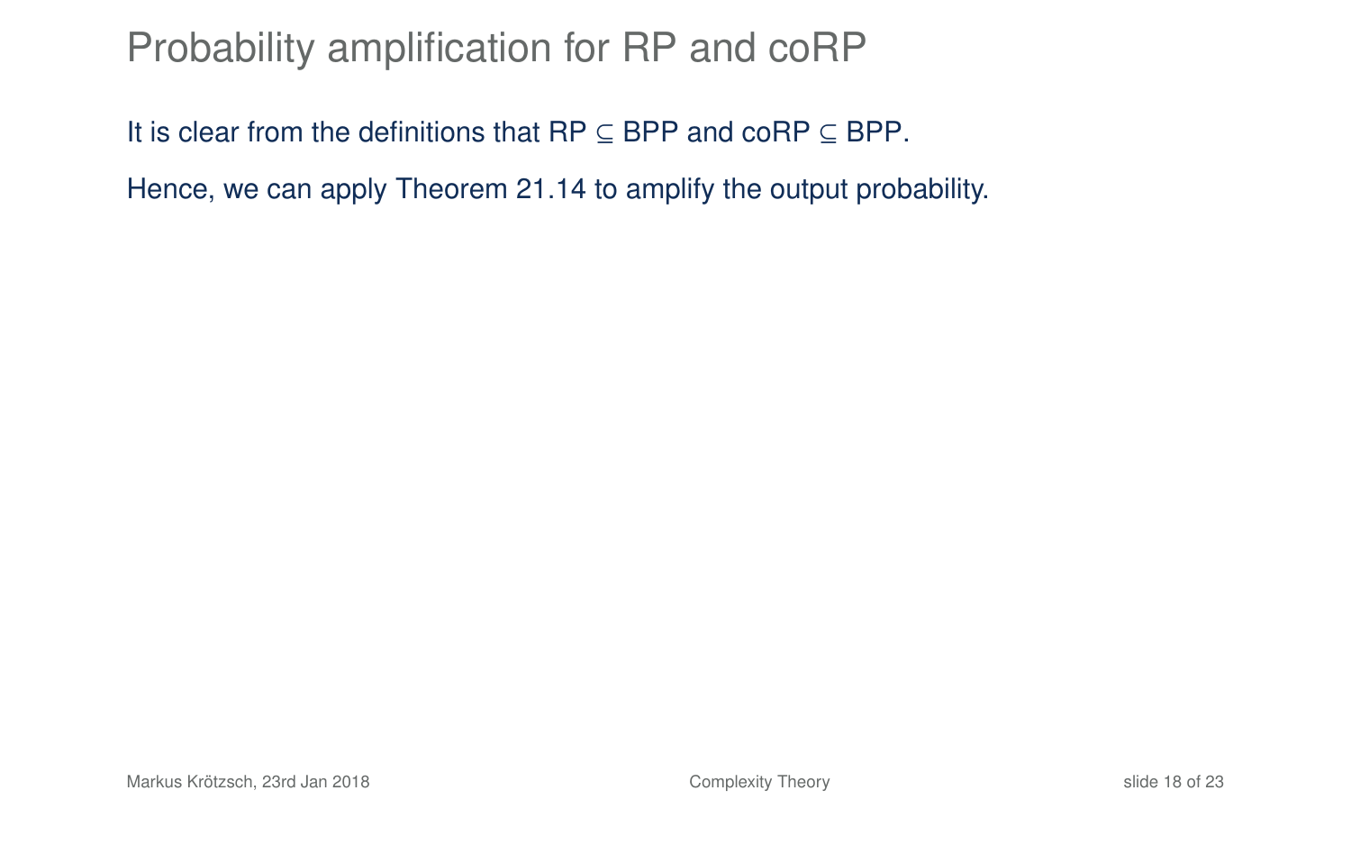# Probability amplification for RP and coRP

It is clear from the definitions that RP $\subseteq$ BPP and coRP $\subseteq$ BPP.

Hence, we can apply Theorem 21.14 to amplify the output probability.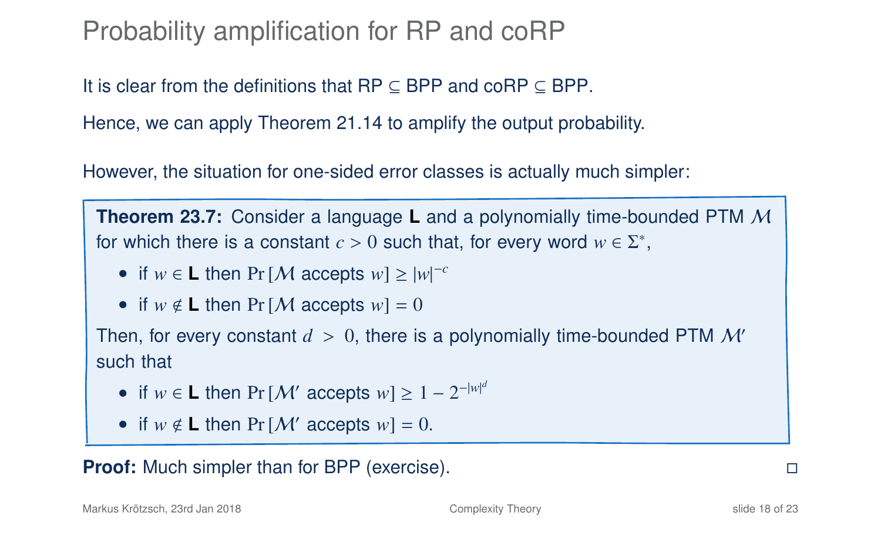# Probability amplification for RP and coRP

It is clear from the definitions that RP $\subseteq$ BPP and coRP $\subseteq$ BPP.

Hence, we can apply Theorem 21.14 to amplify the output probability.

However, the situation for one-sided error classes is actually much simpler:

**Theorem 23.7:** Consider a language **L** and a polynomially time-bounded PTM $\mathcal{M}$ for which there is a constant $c > 0$ such that, for every word $w \in \Sigma^*$,

- if $w \in \mathbf{L}$ then $\Pr[\mathcal{M} \text{ accepts } w] \geq |w|^{-c}$
- if $w \notin \mathbf{L}$ then $\Pr[\mathcal{M} \text{ accepts } w] = 0$

Then, for every constant $d > 0$, there is a polynomially time-bounded PTM $\mathcal{M}'$ such that

- if $w \in \mathbf{L}$ then $\Pr[\mathcal{M}' \text{ accepts } w] \geq 1 - 2^{-|w|^d}$
- if $w \notin \mathbf{L}$ then $\Pr[\mathcal{M}' \text{ accepts } w] = 0$.

**Proof:** Much simpler than for BPP (exercise). □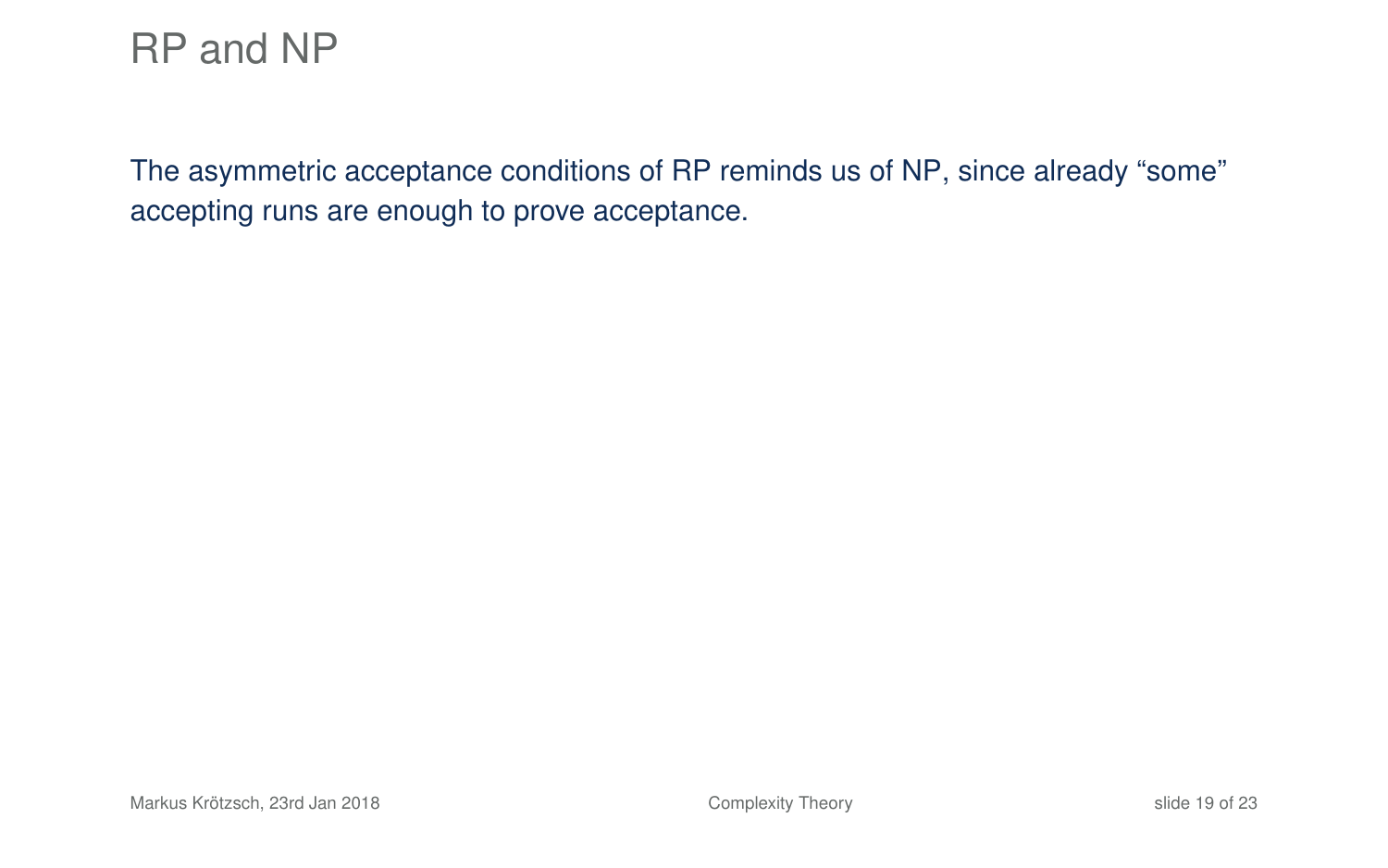# RP and NP

The asymmetric acceptance conditions of RP reminds us of NP, since already “some” accepting runs are enough to prove acceptance.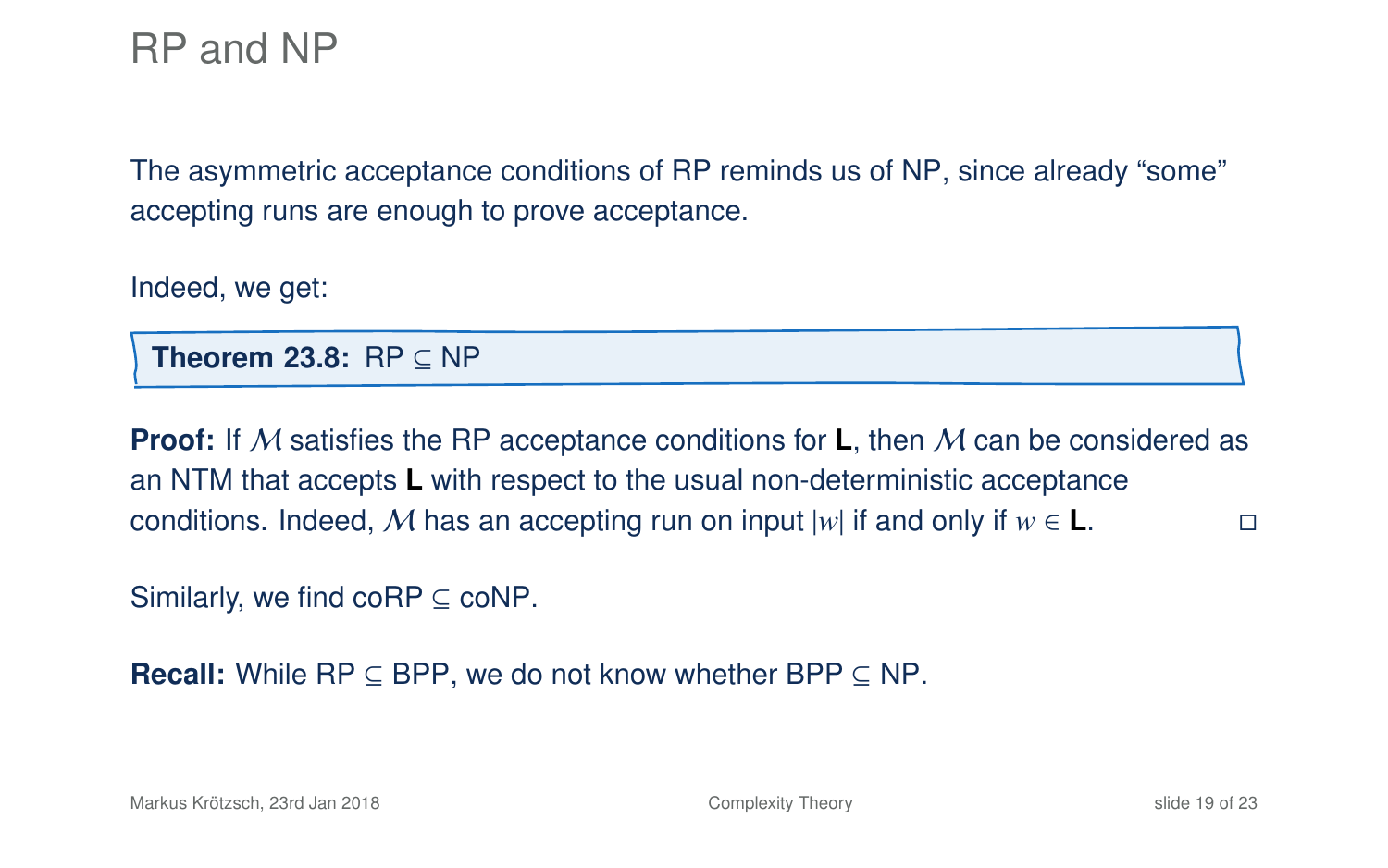# RP and NP

The asymmetric acceptance conditions of RP reminds us of NP, since already “some” accepting runs are enough to prove acceptance.

Indeed, we get:

**Theorem 23.8:** RP $\subseteq$ NP

**Proof:** If $\mathcal{M}$ satisfies the RP acceptance conditions for **L**, then $\mathcal{M}$ can be considered as an NTM that accepts **L** with respect to the usual non-deterministic acceptance conditions. Indeed, $\mathcal{M}$ has an accepting run on input $|w|$ if and only if $w \in$ **L**. □

Similarly, we find coRP $\subseteq$ coNP.

**Recall:** While RP $\subseteq$ BPP, we do not know whether BPP $\subseteq$ NP.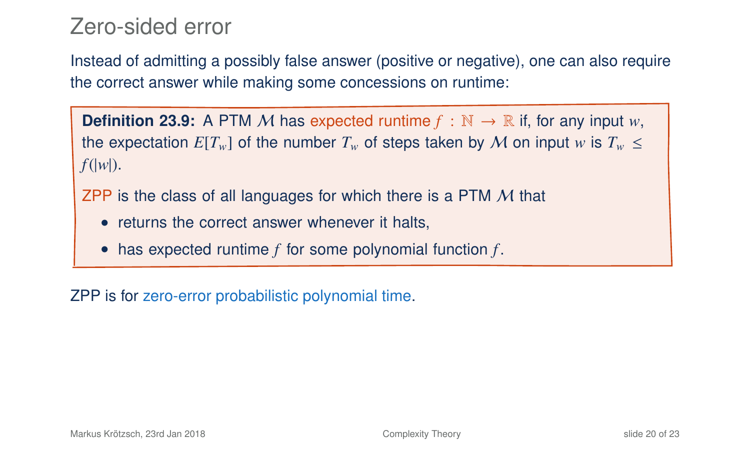# Zero-sided error

Instead of admitting a possibly false answer (positive or negative), one can also require the correct answer while making some concessions on runtime:

**Definition 23.9:** A PTM $\mathcal{M}$ has expected runtime $f : \mathbb{N} \to \mathbb{R}$ if, for any input $w$, the expectation $E[T_w]$ of the number $T_w$ of steps taken by $\mathcal{M}$ on input $w$ is $T_w \leq f(|w|)$.

ZPP is the class of all languages for which there is a PTM $\mathcal{M}$ that

- returns the correct answer whenever it halts,
- has expected runtime $f$ for some polynomial function $f$.

ZPP is for zero-error probabilistic polynomial time.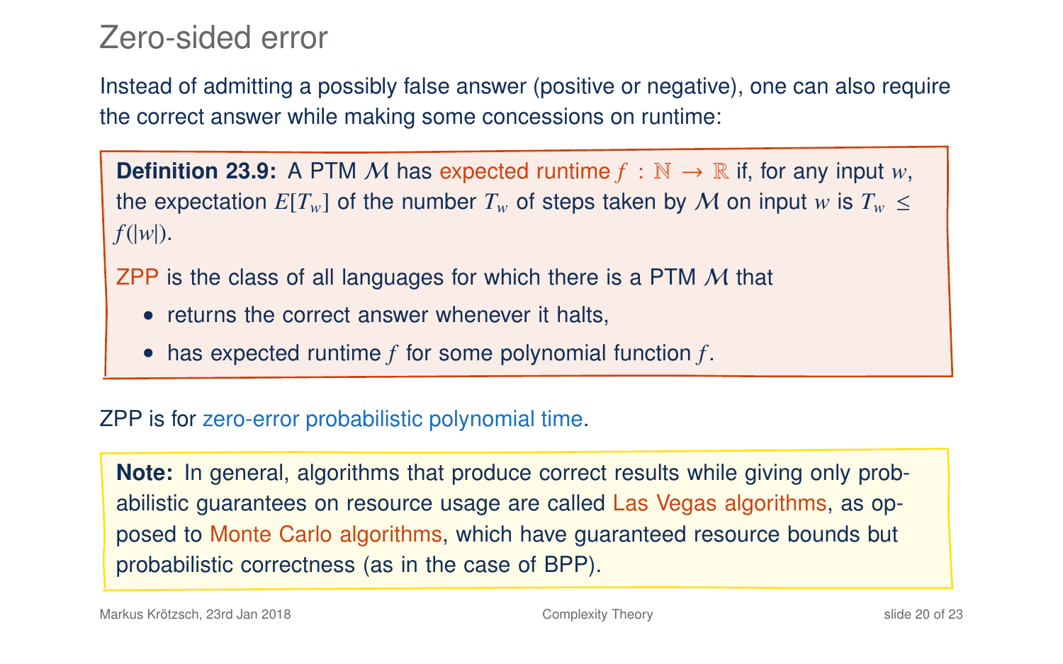# Zero-sided error

Instead of admitting a possibly false answer (positive or negative), one can also require the correct answer while making some concessions on runtime:

**Definition 23.9:** A PTM $\mathcal{M}$ has expected runtime $f : \mathbb{N} \to \mathbb{R}$ if, for any input $w$, the expectation $E[T_w]$ of the number $T_w$ of steps taken by $\mathcal{M}$ on input $w$ is $T_w \leq f(|w|)$.

ZPP is the class of all languages for which there is a PTM $\mathcal{M}$ that

- returns the correct answer whenever it halts,
- has expected runtime $f$ for some polynomial function $f$.

ZPP is for zero-error probabilistic polynomial time.

**Note:** In general, algorithms that produce correct results while giving only probabilistic guarantees on resource usage are called Las Vegas algorithms, as opposed to Monte Carlo algorithms, which have guaranteed resource bounds but probabilistic correctness (as in the case of BPP).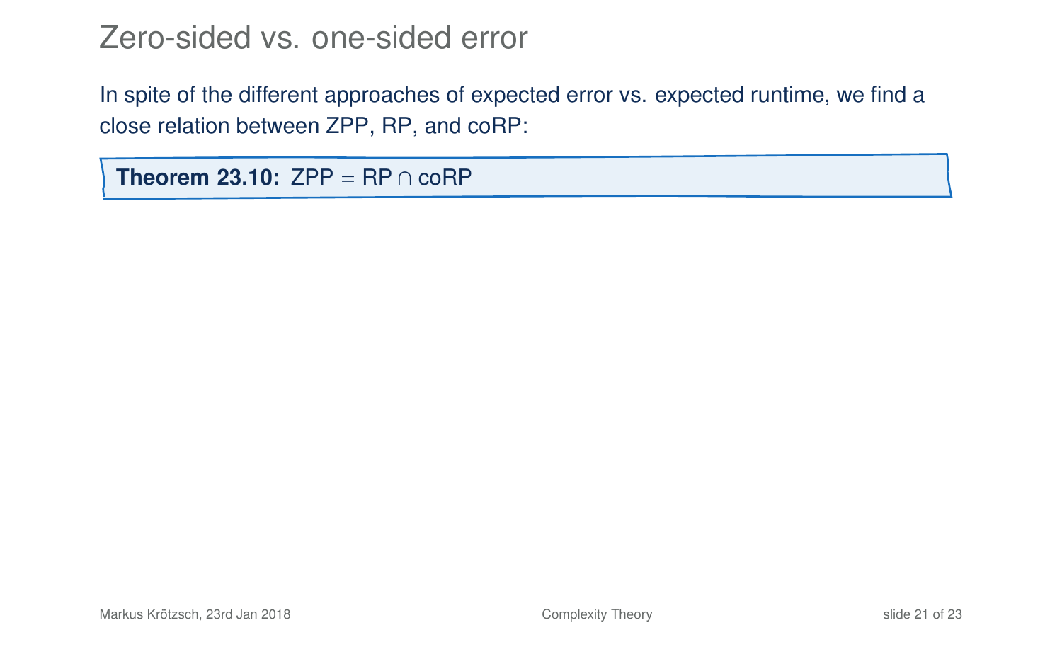# Zero-sided vs. one-sided error

In spite of the different approaches of expected error vs. expected runtime, we find a close relation between ZPP, RP, and coRP:

**Theorem 23.10:** ZPP = RP $\cap$ coRP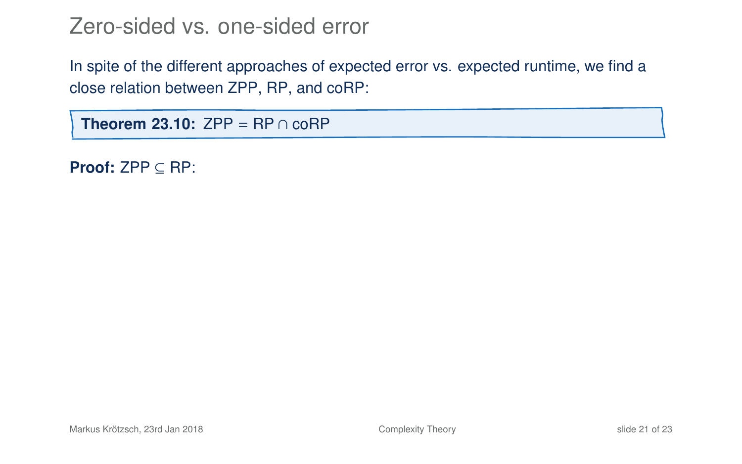# Zero-sided vs. one-sided error

In spite of the different approaches of expected error vs. expected runtime, we find a close relation between ZPP, RP, and coRP:

**Theorem 23.10:** ZPP = RP ∩ coRP

**Proof:** ZPP ⊆ RP: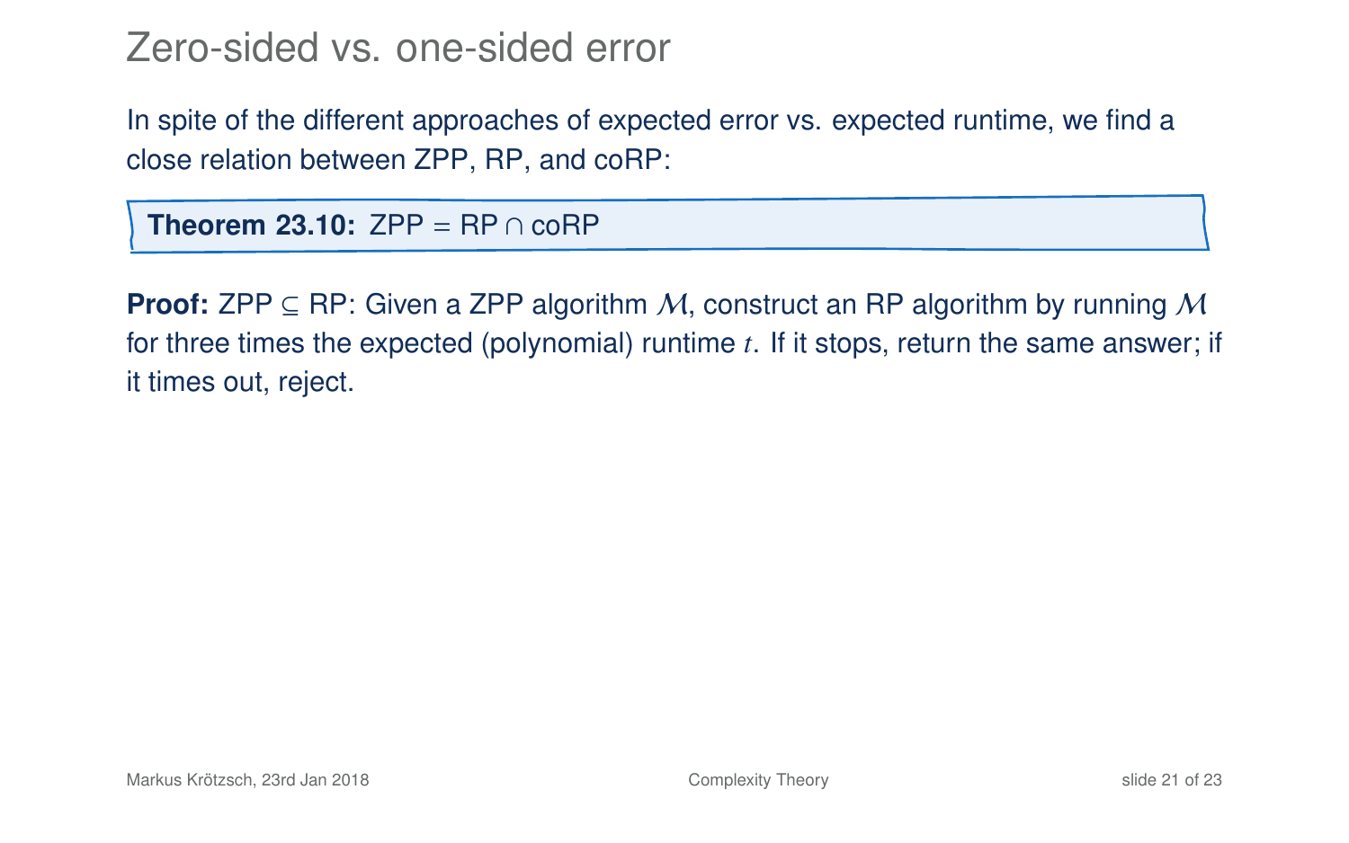# Zero-sided vs. one-sided error

In spite of the different approaches of expected error vs. expected runtime, we find a close relation between ZPP, RP, and coRP:

**Theorem 23.10:** ZPP = RP $\cap$ coRP

**Proof:** ZPP $\subseteq$ RP: Given a ZPP algorithm $\mathcal{M}$, construct an RP algorithm by running $\mathcal{M}$ for three times the expected (polynomial) runtime $t$. If it stops, return the same answer; if it times out, reject.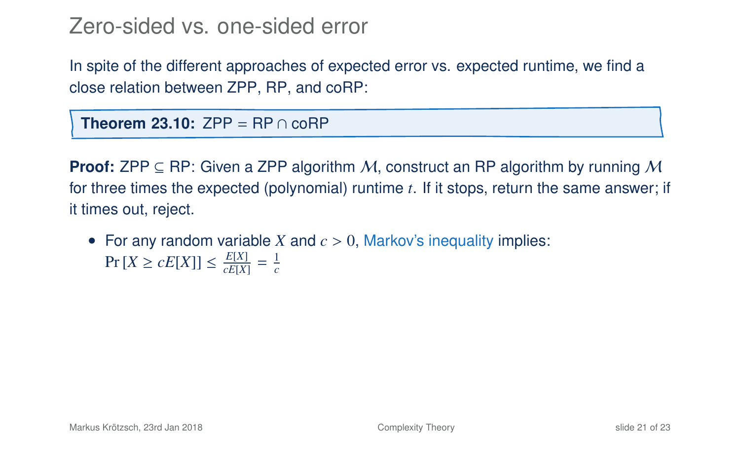# Zero-sided vs. one-sided error

In spite of the different approaches of expected error vs. expected runtime, we find a close relation between ZPP, RP, and coRP:

**Theorem 23.10:** ZPP = RP ∩ coRP

**Proof:** ZPP ⊆ RP: Given a ZPP algorithm $\mathcal{M}$, construct an RP algorithm by running $\mathcal{M}$ for three times the expected (polynomial) runtime $t$. If it stops, return the same answer; if it times out, reject.

- For any random variable $X$ and $c > 0$, Markov's inequality implies: $\Pr[X \geq cE[X]] \leq \frac{E[X]}{cE[X]} = \frac{1}{c}$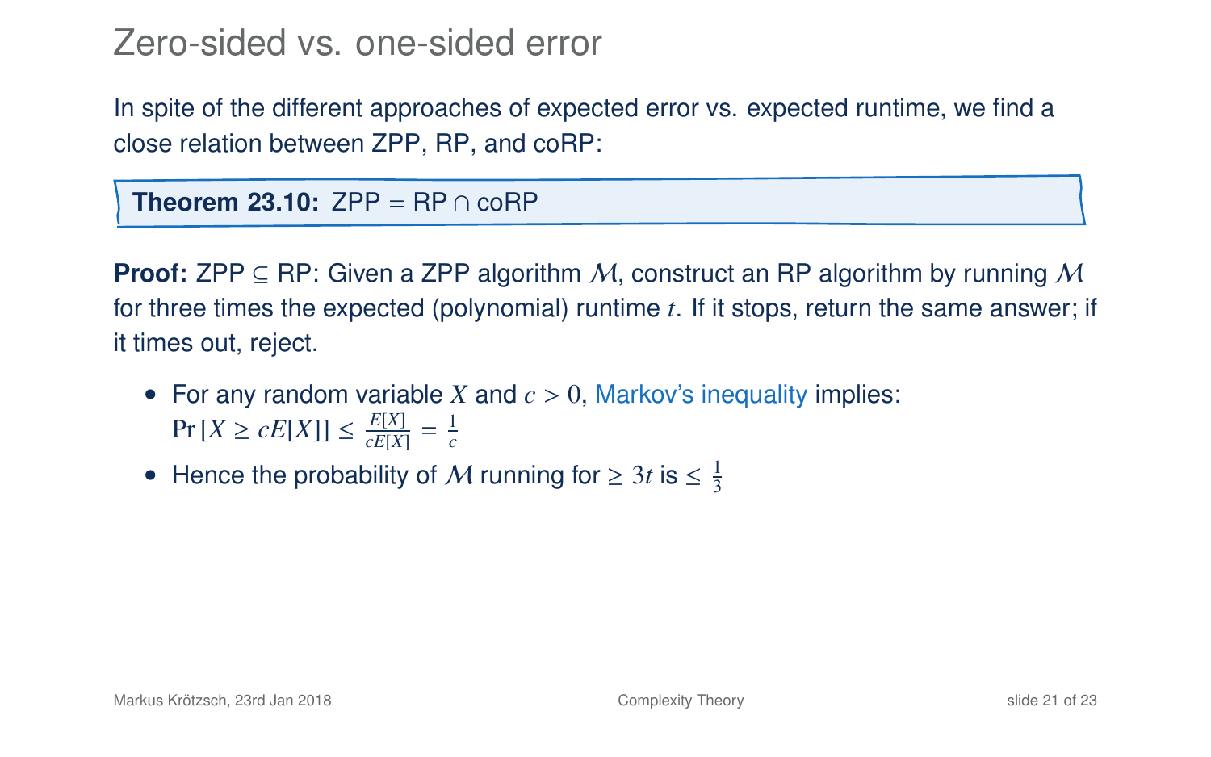# Zero-sided vs. one-sided error

In spite of the different approaches of expected error vs. expected runtime, we find a close relation between ZPP, RP, and coRP:

**Theorem 23.10:** ZPP = RP ∩ coRP

**Proof:** ZPP ⊆ RP: Given a ZPP algorithm $\mathcal{M}$, construct an RP algorithm by running $\mathcal{M}$ for three times the expected (polynomial) runtime $t$. If it stops, return the same answer; if it times out, reject.

- For any random variable $X$ and $c > 0$, Markov's inequality implies: $\Pr[X \geq cE[X]] \leq \frac{E[X]}{cE[X]} = \frac{1}{c}$
- Hence the probability of $\mathcal{M}$ running for $\geq 3t$ is $\leq \frac{1}{3}$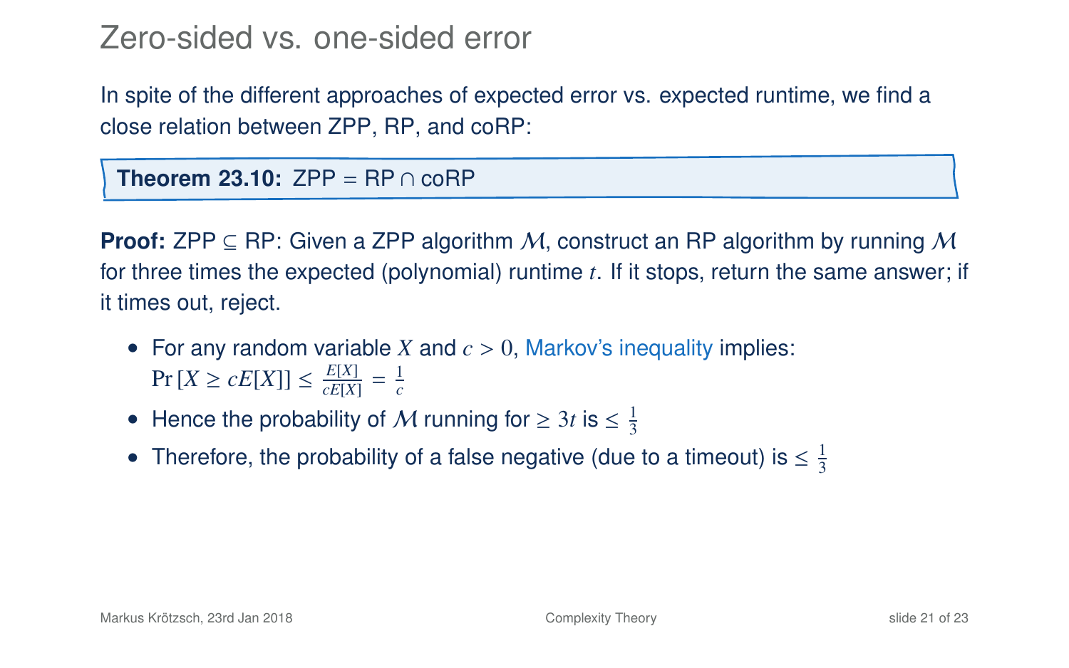# Zero-sided vs. one-sided error

In spite of the different approaches of expected error vs. expected runtime, we find a close relation between ZPP, RP, and coRP:

**Theorem 23.10:** ZPP = RP ∩ coRP

**Proof:** ZPP ⊆ RP: Given a ZPP algorithm $\mathcal{M}$, construct an RP algorithm by running $\mathcal{M}$ for three times the expected (polynomial) runtime $t$. If it stops, return the same answer; if it times out, reject.

- For any random variable $X$ and $c > 0$, Markov's inequality implies: $\Pr[X \geq cE[X]] \leq \frac{E[X]}{cE[X]} = \frac{1}{c}$
- Hence the probability of $\mathcal{M}$ running for $\geq 3t$ is $\leq \frac{1}{3}$
- Therefore, the probability of a false negative (due to a timeout) is $\leq \frac{1}{3}$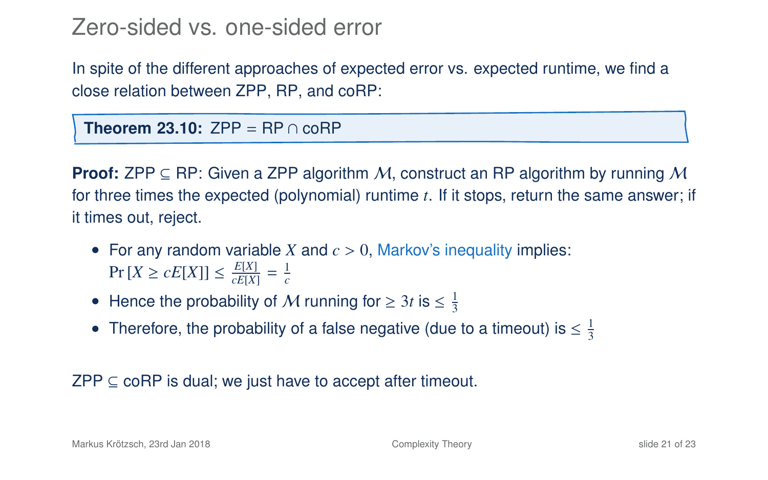# Zero-sided vs. one-sided error

In spite of the different approaches of expected error vs. expected runtime, we find a close relation between ZPP, RP, and coRP:

**Theorem 23.10:** ZPP = RP ∩ coRP

**Proof:** ZPP ⊆ RP: Given a ZPP algorithm $\mathcal{M}$, construct an RP algorithm by running $\mathcal{M}$ for three times the expected (polynomial) runtime $t$. If it stops, return the same answer; if it times out, reject.

- For any random variable $X$ and $c > 0$, Markov's inequality implies: $\Pr[X \geq cE[X]] \leq \frac{E[X]}{cE[X]} = \frac{1}{c}$
- Hence the probability of $\mathcal{M}$ running for $\geq 3t$ is $\leq \frac{1}{3}$
- Therefore, the probability of a false negative (due to a timeout) is $\leq \frac{1}{3}$

ZPP ⊆ coRP is dual; we just have to accept after timeout.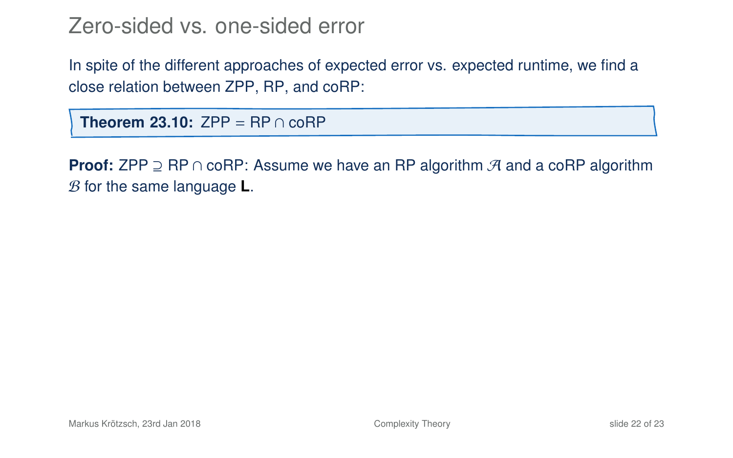# Zero-sided vs. one-sided error

In spite of the different approaches of expected error vs. expected runtime, we find a close relation between ZPP, RP, and coRP:

> **Theorem 23.10:** ZPP = RP $\cap$ coRP

**Proof:** ZPP $\supseteq$ RP $\cap$ coRP: Assume we have an RP algorithm $\mathcal{A}$ and a coRP algorithm $\mathcal{B}$ for the same language **L**.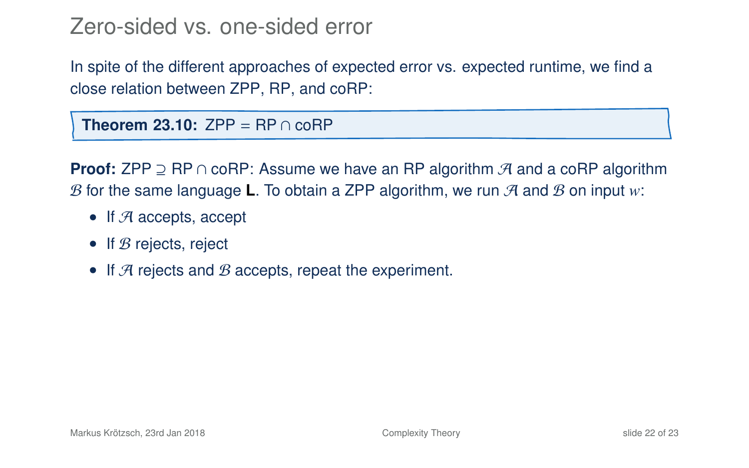# Zero-sided vs. one-sided error

In spite of the different approaches of expected error vs. expected runtime, we find a close relation between ZPP, RP, and coRP:

**Theorem 23.10:** ZPP = RP $\cap$ coRP

**Proof:** ZPP $\supseteq$ RP $\cap$ coRP: Assume we have an RP algorithm $\mathcal{A}$ and a coRP algorithm $\mathcal{B}$ for the same language **L**. To obtain a ZPP algorithm, we run $\mathcal{A}$ and $\mathcal{B}$ on input $w$:

- If $\mathcal{A}$ accepts, accept
- If $\mathcal{B}$ rejects, reject
- If $\mathcal{A}$ rejects and $\mathcal{B}$ accepts, repeat the experiment.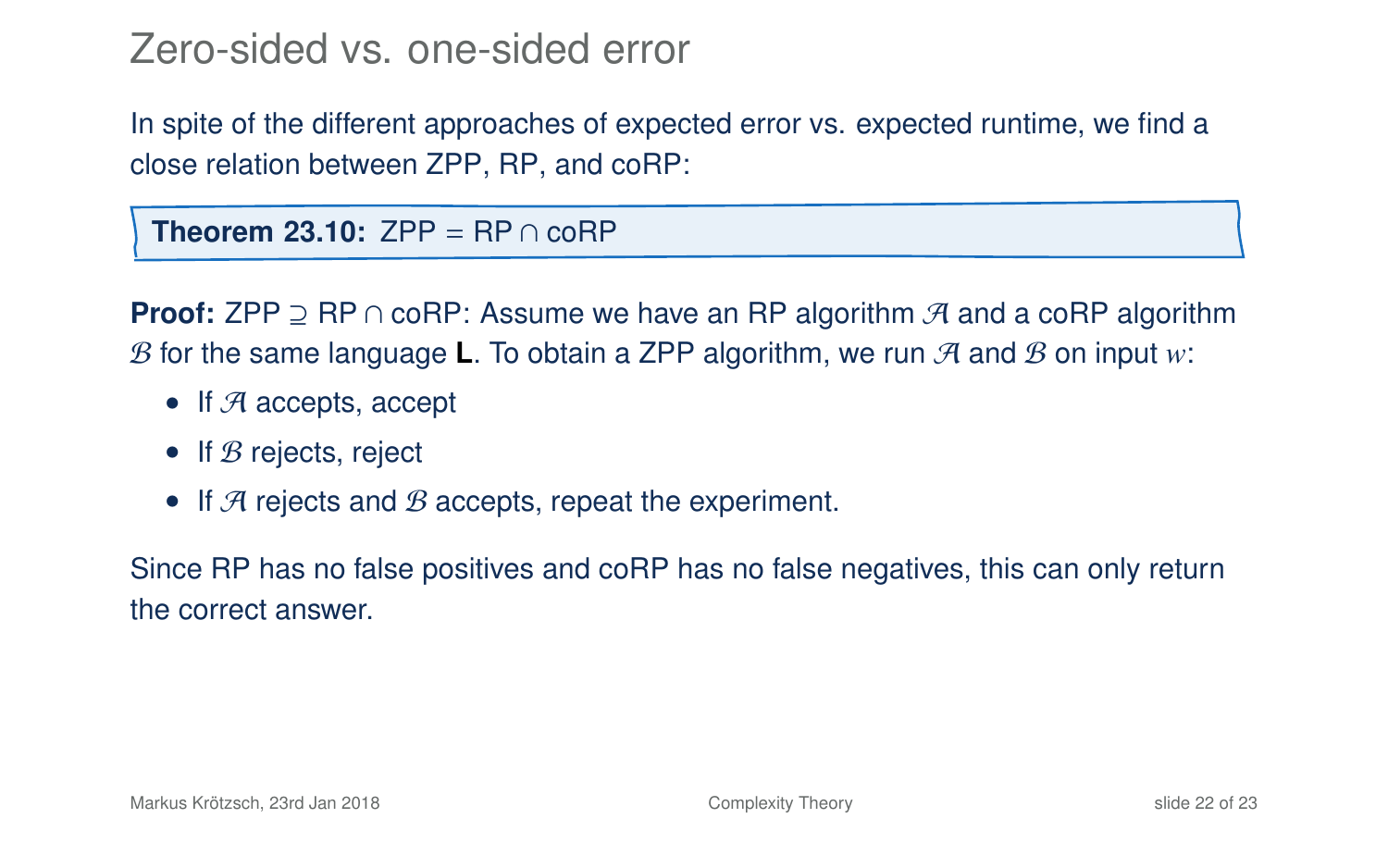# Zero-sided vs. one-sided error

In spite of the different approaches of expected error vs. expected runtime, we find a close relation between ZPP, RP, and coRP:

**Theorem 23.10:** ZPP = RP $\cap$ coRP

**Proof:** ZPP $\supseteq$ RP $\cap$ coRP: Assume we have an RP algorithm $\mathcal{A}$ and a coRP algorithm $\mathcal{B}$ for the same language **L**. To obtain a ZPP algorithm, we run $\mathcal{A}$ and $\mathcal{B}$ on input $w$:

- If $\mathcal{A}$ accepts, accept
- If $\mathcal{B}$ rejects, reject
- If $\mathcal{A}$ rejects and $\mathcal{B}$ accepts, repeat the experiment.

Since RP has no false positives and coRP has no false negatives, this can only return the correct answer.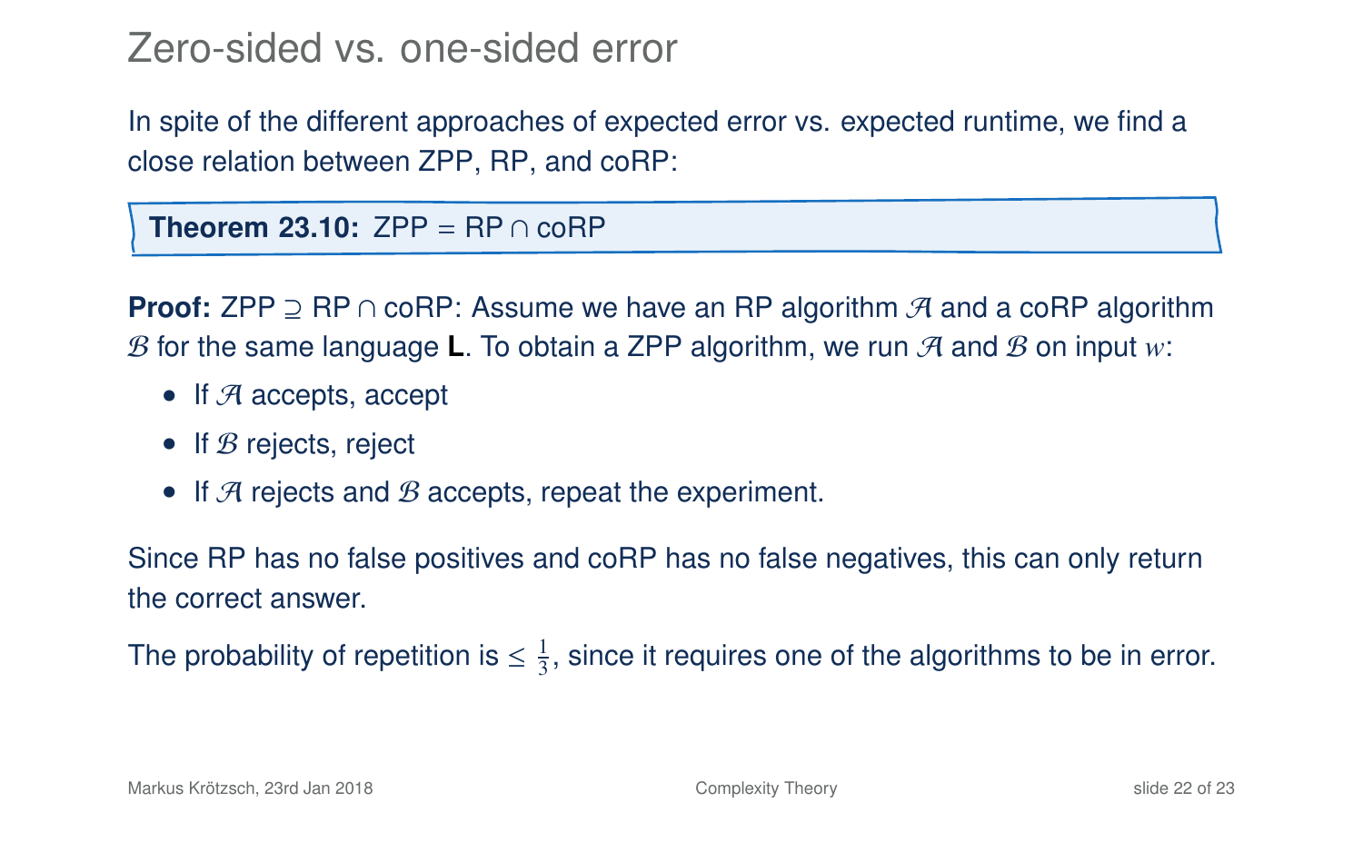# Zero-sided vs. one-sided error

In spite of the different approaches of expected error vs. expected runtime, we find a close relation between ZPP, RP, and coRP:

**Theorem 23.10:** ZPP = RP ∩ coRP

**Proof:** ZPP ⊇ RP ∩ coRP: Assume we have an RP algorithm $\mathcal{A}$ and a coRP algorithm $\mathcal{B}$ for the same language **L**. To obtain a ZPP algorithm, we run $\mathcal{A}$ and $\mathcal{B}$ on input $w$:

- If $\mathcal{A}$ accepts, accept
- If $\mathcal{B}$ rejects, reject
- If $\mathcal{A}$ rejects and $\mathcal{B}$ accepts, repeat the experiment.

Since RP has no false positives and coRP has no false negatives, this can only return the correct answer.

The probability of repetition is $\leq \frac{1}{3}$, since it requires one of the algorithms to be in error.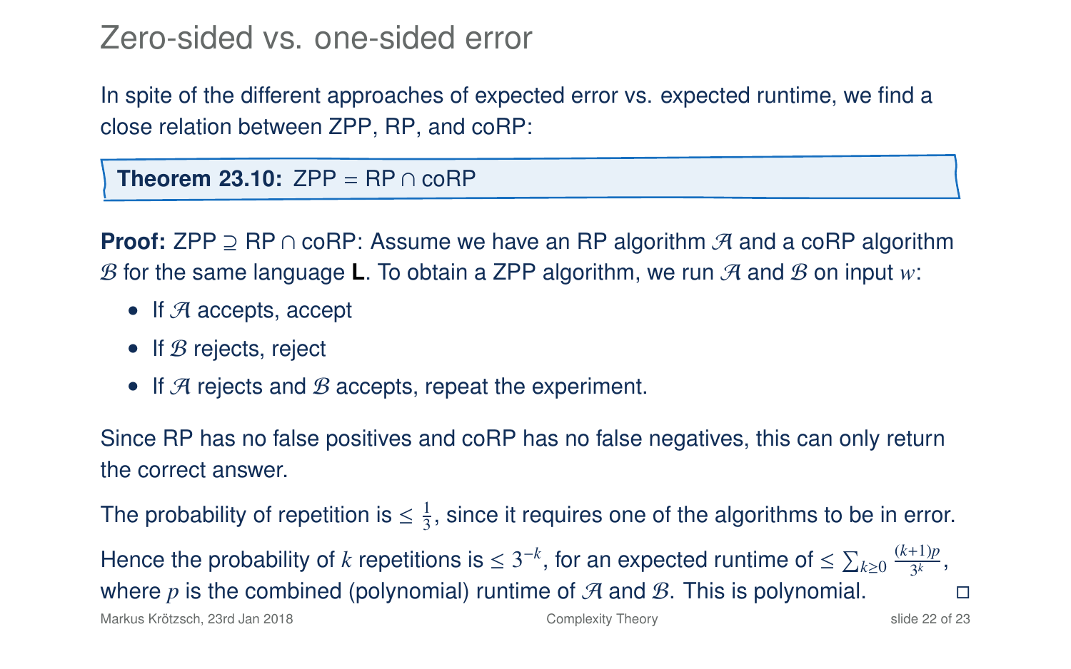# Zero-sided vs. one-sided error

In spite of the different approaches of expected error vs. expected runtime, we find a close relation between ZPP, RP, and coRP:

**Theorem 23.10:** ZPP = RP ∩ coRP

**Proof:** ZPP ⊇ RP ∩ coRP: Assume we have an RP algorithm $\mathcal{A}$ and a coRP algorithm $\mathcal{B}$ for the same language **L**. To obtain a ZPP algorithm, we run $\mathcal{A}$ and $\mathcal{B}$ on input $w$:

- If $\mathcal{A}$ accepts, accept
- If $\mathcal{B}$ rejects, reject
- If $\mathcal{A}$ rejects and $\mathcal{B}$ accepts, repeat the experiment.

Since RP has no false positives and coRP has no false negatives, this can only return the correct answer.

The probability of repetition is $\leq \frac{1}{3}$, since it requires one of the algorithms to be in error.

Hence the probability of $k$ repetitions is $\leq 3^{-k}$, for an expected runtime of $\leq \sum_{k\geq 0} \frac{(k+1)p}{3^k}$, where $p$ is the combined (polynomial) runtime of $\mathcal{A}$ and $\mathcal{B}$. This is polynomial. □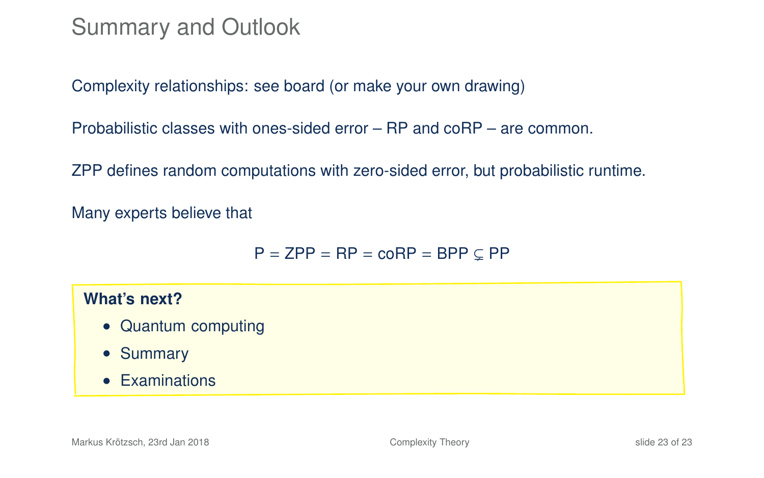# Summary and Outlook

Complexity relationships: see board (or make your own drawing)

Probabilistic classes with ones-sided error – RP and coRP – are common.

ZPP defines random computations with zero-sided error, but probabilistic runtime.

Many experts believe that

$$\mathrm{P} = \mathrm{ZPP} = \mathrm{RP} = \mathrm{coRP} = \mathrm{BPP} \subsetneq \mathrm{PP}$$

**What's next?**

- Quantum computing
- Summary
- Examinations